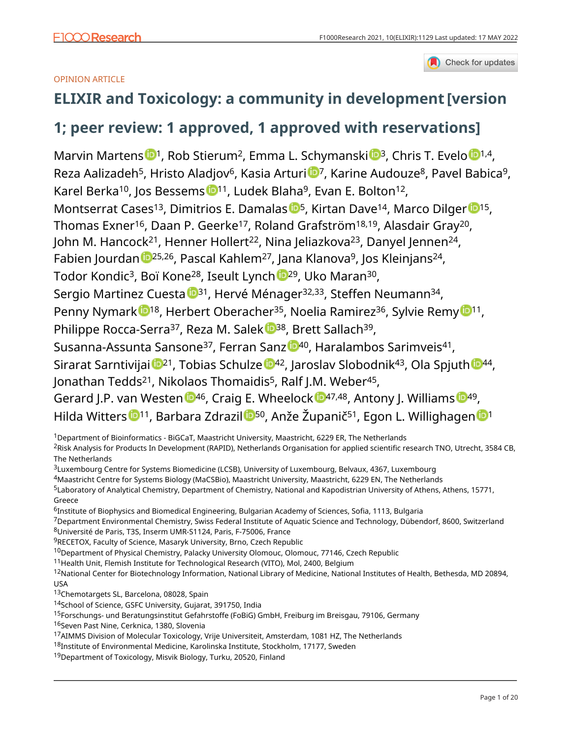OPINION ARTICLE

# ELIXIR and Toxicology: a community in development [version 1; peer review: 1 approved, 1 approved with reservations]

Marvin Martens[1], Rob Stierum[2], Emma L. Schymanski[3], Chris T. Evelo[1,4], Reza Aalizadeh[5], Hristo Aladjov[6], Kasia Arturi[7], Karine Audouze[8], Pavel Babica[9], Karel Berka[10], Jos Bessems[11], Ludek Blaha[9], Evan E. Bolton[12], Montserrat Cases[13], Dimitrios E. Damalas[5], Kirtan Dave[14], Marco Dilger[15], Thomas Exner[16], Daan P. Geerke[17], Roland Grafström[18,19], Alasdair Gray[20], John M. Hancock[21], Henner Hollert[22], Nina Jeliazkova[23], Danyel Jennen[24], Fabien Jourdan[25,26], Pascal Kahlem[27], Jana Klanova[9], Jos Kleinjans[24], Todor Kondic[3], Boï Kone[28], Iseult Lynch[29], Uko Maran[30], Sergio Martinez Cuesta[31], Hervé Ménager[32,33], Steffen Neumann[34], Penny Nymark[18], Herbert Oberacher[35], Noelia Ramirez[36], Sylvie Remy[11], Philippe Rocca-Serra[37], Reza M. Salek[38], Brett Sallach[39], Susanna-Assunta Sansone[37], Ferran Sanz[40], Haralambos Sarimveis[41], Sirarat Sarntivijai[21], Tobias Schulze[42], Jaroslav Slobodnik[43], Ola Spjuth[44], Jonathan Tedds[21], Nikolaos Thomaidis[5], Ralf J.M. Weber[45], Gerard J.P. van Westen[46], Craig E. Wheelock[47,48], Antony J. Williams[49], Hilda Witters[11], Barbara Zdrazil[50], Anže Županič[51], Egon L. Willighagen[1]

[1]Department of Bioinformatics - BiGCaT, Maastricht University, Maastricht, 6229 ER, The Netherlands
[2]Risk Analysis for Products In Development (RAPID), Netherlands Organisation for applied scientific research TNO, Utrecht, 3584 CB, The Netherlands
[3]Luxembourg Centre for Systems Biomedicine (LCSB), University of Luxembourg, Belvaux, 4367, Luxembourg
[4]Maastricht Centre for Systems Biology (MaCSBio), Maastricht University, Maastricht, 6229 EN, The Netherlands
[5]Laboratory of Analytical Chemistry, Department of Chemistry, National and Kapodistrian University of Athens, Athens, 15771, Greece
[6]Institute of Biophysics and Biomedical Engineering, Bulgarian Academy of Sciences, Sofia, 1113, Bulgaria
[7]Department Environmental Chemistry, Swiss Federal Institute of Aquatic Science and Technology, Dübendorf, 8600, Switzerland
[8]Université de Paris, T3S, Inserm UMR-S1124, Paris, F-75006, France
[9]RECETOX, Faculty of Science, Masaryk University, Brno, Czech Republic
[10]Department of Physical Chemistry, Palacky University Olomouc, Olomouc, 77146, Czech Republic
[11]Health Unit, Flemish Institute for Technological Research (VITO), Mol, 2400, Belgium
[12]National Center for Biotechnology Information, National Library of Medicine, National Institutes of Health, Bethesda, MD 20894, USA
[13]Chemotargets SL, Barcelona, 08028, Spain
[14]School of Science, GSFC University, Gujarat, 391750, India
[15]Forschungs- und Beratungsinstitut Gefahrstoffe (FoBiG) GmbH, Freiburg im Breisgau, 79106, Germany
[16]Seven Past Nine, Cerknica, 1380, Slovenia
[17]AIMMS Division of Molecular Toxicology, Vrije Universiteit, Amsterdam, 1081 HZ, The Netherlands
[18]Institute of Environmental Medicine, Karolinska Institute, Stockholm, 17177, Sweden
[19]Department of Toxicology, Misvik Biology, Turku, 20520, Finland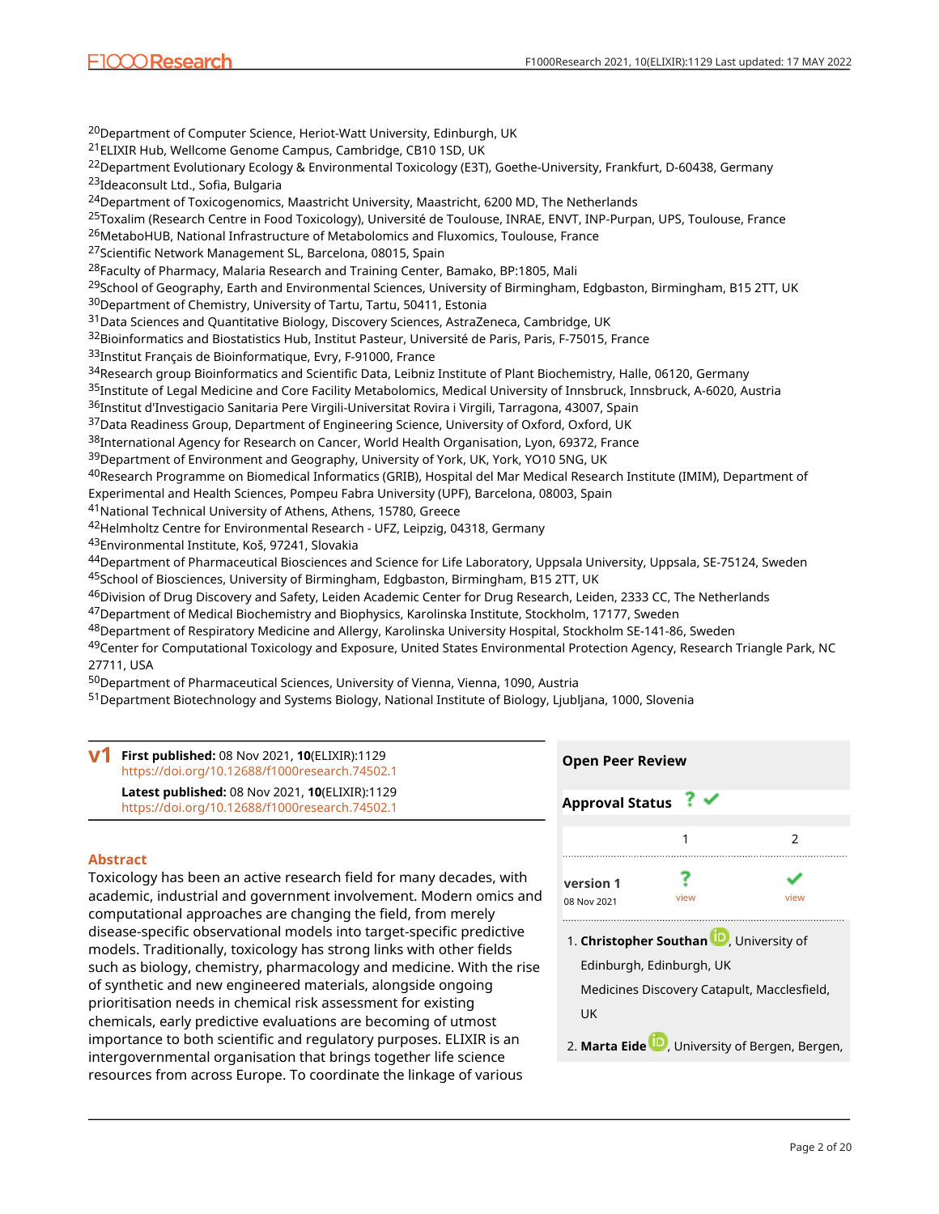[20]Department of Computer Science, Heriot-Watt University, Edinburgh, UK
[21]ELIXIR Hub, Wellcome Genome Campus, Cambridge, CB10 1SD, UK
[22]Department Evolutionary Ecology & Environmental Toxicology (E3T), Goethe-University, Frankfurt, D-60438, Germany
[23]Ideaconsult Ltd., Sofia, Bulgaria
[24]Department of Toxicogenomics, Maastricht University, Maastricht, 6200 MD, The Netherlands
[25]Toxalim (Research Centre in Food Toxicology), Université de Toulouse, INRAE, ENVT, INP-Purpan, UPS, Toulouse, France
[26]MetaboHUB, National Infrastructure of Metabolomics and Fluxomics, Toulouse, France
[27]Scientific Network Management SL, Barcelona, 08015, Spain
[28]Faculty of Pharmacy, Malaria Research and Training Center, Bamako, BP:1805, Mali
[29]School of Geography, Earth and Environmental Sciences, University of Birmingham, Edgbaston, Birmingham, B15 2TT, UK
[30]Department of Chemistry, University of Tartu, Tartu, 50411, Estonia
[31]Data Sciences and Quantitative Biology, Discovery Sciences, AstraZeneca, Cambridge, UK
[32]Bioinformatics and Biostatistics Hub, Institut Pasteur, Université de Paris, Paris, F-75015, France
[33]Institut Français de Bioinformatique, Evry, F-91000, France
[34]Research group Bioinformatics and Scientific Data, Leibniz Institute of Plant Biochemistry, Halle, 06120, Germany
[35]Institute of Legal Medicine and Core Facility Metabolomics, Medical University of Innsbruck, Innsbruck, A-6020, Austria
[36]Institut d'Investigacio Sanitaria Pere Virgili-Universitat Rovira i Virgili, Tarragona, 43007, Spain
[37]Data Readiness Group, Department of Engineering Science, University of Oxford, Oxford, UK
[38]International Agency for Research on Cancer, World Health Organisation, Lyon, 69372, France
[39]Department of Environment and Geography, University of York, UK, York, YO10 5NG, UK
[40]Research Programme on Biomedical Informatics (GRIB), Hospital del Mar Medical Research Institute (IMIM), Department of Experimental and Health Sciences, Pompeu Fabra University (UPF), Barcelona, 08003, Spain
[41]National Technical University of Athens, Athens, 15780, Greece
[42]Helmholtz Centre for Environmental Research - UFZ, Leipzig, 04318, Germany
[43]Environmental Institute, Koš, 97241, Slovakia
[44]Department of Pharmaceutical Biosciences and Science for Life Laboratory, Uppsala University, Uppsala, SE-75124, Sweden
[45]School of Biosciences, University of Birmingham, Edgbaston, Birmingham, B15 2TT, UK
[46]Division of Drug Discovery and Safety, Leiden Academic Center for Drug Research, Leiden, 2333 CC, The Netherlands
[47]Department of Medical Biochemistry and Biophysics, Karolinska Institute, Stockholm, 17177, Sweden
[48]Department of Respiratory Medicine and Allergy, Karolinska University Hospital, Stockholm SE-141-86, Sweden
[49]Center for Computational Toxicology and Exposure, United States Environmental Protection Agency, Research Triangle Park, NC 27711, USA
[50]Department of Pharmaceutical Sciences, University of Vienna, Vienna, 1090, Austria
[51]Department Biotechnology and Systems Biology, National Institute of Biology, Ljubljana, 1000, Slovenia

**v1** **First published:** 08 Nov 2021, **10**(ELIXIR):1129
https://doi.org/10.12688/f1000research.74502.1

**Latest published:** 08 Nov 2021, **10**(ELIXIR):1129
https://doi.org/10.12688/f1000research.74502.1

## Abstract

Toxicology has been an active research field for many decades, with academic, industrial and government involvement. Modern omics and computational approaches are changing the field, from merely disease-specific observational models into target-specific predictive models. Traditionally, toxicology has strong links with other fields such as biology, chemistry, pharmacology and medicine. With the rise of synthetic and new engineered materials, alongside ongoing prioritisation needs in chemical risk assessment for existing chemicals, early predictive evaluations are becoming of utmost importance to both scientific and regulatory purposes. ELIXIR is an intergovernmental organisation that brings together life science resources from across Europe. To coordinate the linkage of various

**Open Peer Review**

**Approval Status** ? ✓

| | 1 | 2 |
|---|---|---|
| version 1 08 Nov 2021 | ? view | ✓ view |

1. **Christopher Southan**, University of Edinburgh, Edinburgh, UK
   Medicines Discovery Catapult, Macclesfield, UK

2. **Marta Eide**, University of Bergen, Bergen,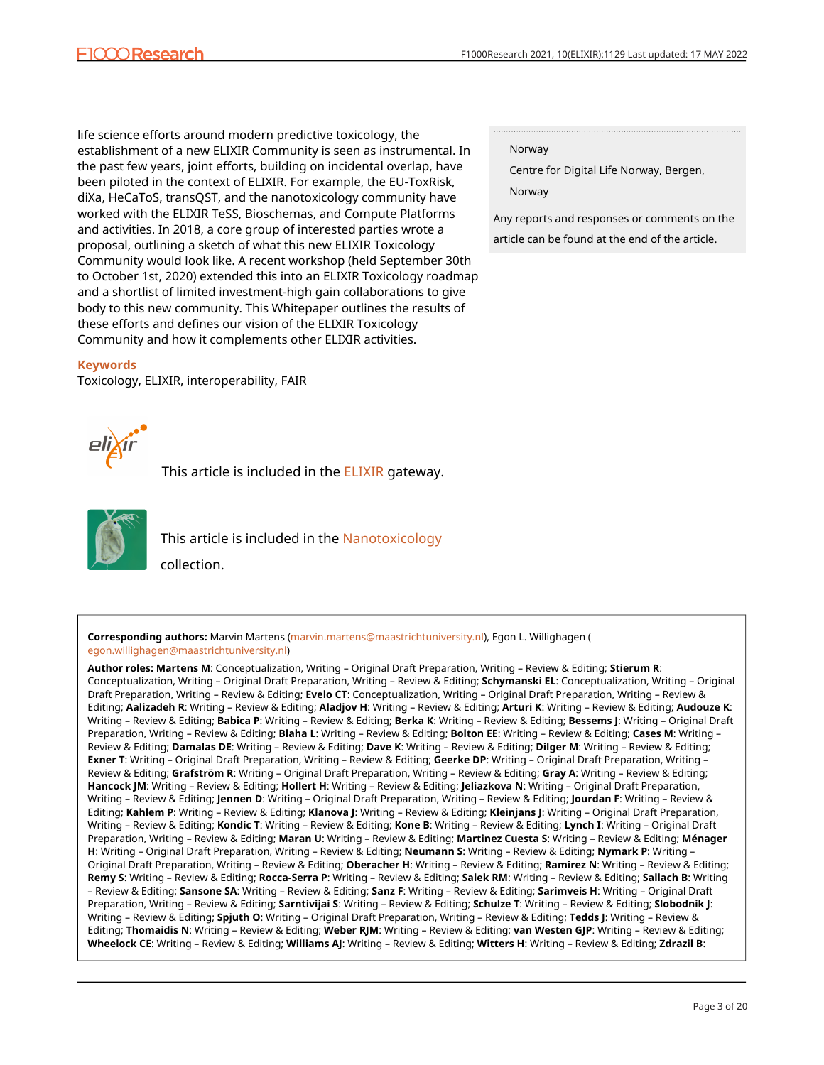life science efforts around modern predictive toxicology, the establishment of a new ELIXIR Community is seen as instrumental. In the past few years, joint efforts, building on incidental overlap, have been piloted in the context of ELIXIR. For example, the EU-ToxRisk, diXa, HeCaToS, transQST, and the nanotoxicology community have worked with the ELIXIR TeSS, Bioschemas, and Compute Platforms and activities. In 2018, a core group of interested parties wrote a proposal, outlining a sketch of what this new ELIXIR Toxicology Community would look like. A recent workshop (held September 30th to October 1st, 2020) extended this into an ELIXIR Toxicology roadmap and a shortlist of limited investment-high gain collaborations to give body to this new community. This Whitepaper outlines the results of these efforts and defines our vision of the ELIXIR Toxicology Community and how it complements other ELIXIR activities.

Norway

Centre for Digital Life Norway, Bergen, Norway

Any reports and responses or comments on the article can be found at the end of the article.

### Keywords

Toxicology, ELIXIR, interoperability, FAIR

This article is included in the ELIXIR gateway.

This article is included in the Nanotoxicology collection.

**Corresponding authors:** Marvin Martens (marvin.martens@maastrichtuniversity.nl), Egon L. Willighagen (egon.willighagen@maastrichtuniversity.nl)

**Author roles: Martens M**: Conceptualization, Writing – Original Draft Preparation, Writing – Review & Editing; **Stierum R**: Conceptualization, Writing – Original Draft Preparation, Writing – Review & Editing; **Schymanski EL**: Conceptualization, Writing – Original Draft Preparation, Writing – Review & Editing; **Evelo CT**: Conceptualization, Writing – Original Draft Preparation, Writing – Review & Editing; **Aalizadeh R**: Writing – Review & Editing; **Aladjov H**: Writing – Review & Editing; **Arturi K**: Writing – Review & Editing; **Audouze K**: Writing – Review & Editing; **Babica P**: Writing – Review & Editing; **Berka K**: Writing – Review & Editing; **Bessems J**: Writing – Original Draft Preparation, Writing – Review & Editing; **Blaha L**: Writing – Review & Editing; **Bolton EE**: Writing – Review & Editing; **Cases M**: Writing – Review & Editing; **Damalas DE**: Writing – Review & Editing; **Dave K**: Writing – Review & Editing; **Dilger M**: Writing – Review & Editing; **Exner T**: Writing – Original Draft Preparation, Writing – Review & Editing; **Geerke DP**: Writing – Original Draft Preparation, Writing – Review & Editing; **Grafström R**: Writing – Original Draft Preparation, Writing – Review & Editing; **Gray A**: Writing – Review & Editing; **Hancock JM**: Writing – Review & Editing; **Hollert H**: Writing – Review & Editing; **Jeliazkova N**: Writing – Original Draft Preparation, Writing – Review & Editing; **Jennen D**: Writing – Original Draft Preparation, Writing – Review & Editing; **Jourdan F**: Writing – Review & Editing; **Kahlem P**: Writing – Review & Editing; **Klanova J**: Writing – Review & Editing; **Kleinjans J**: Writing – Original Draft Preparation, Writing – Review & Editing; **Kondic T**: Writing – Review & Editing; **Kone B**: Writing – Review & Editing; **Lynch I**: Writing – Original Draft Preparation, Writing – Review & Editing; **Maran U**: Writing – Review & Editing; **Martinez Cuesta S**: Writing – Review & Editing; **Ménager H**: Writing – Original Draft Preparation, Writing – Review & Editing; **Neumann S**: Writing – Review & Editing; **Nymark P**: Writing – Original Draft Preparation, Writing – Review & Editing; **Oberacher H**: Writing – Review & Editing; **Ramirez N**: Writing – Review & Editing; **Remy S**: Writing – Review & Editing; **Rocca-Serra P**: Writing – Review & Editing; **Salek RM**: Writing – Review & Editing; **Sallach B**: Writing – Review & Editing; **Sansone SA**: Writing – Review & Editing; **Sanz F**: Writing – Review & Editing; **Sarimveis H**: Writing – Original Draft Preparation, Writing – Review & Editing; **Sarntivijai S**: Writing – Review & Editing; **Schulze T**: Writing – Review & Editing; **Slobodnik J**: Writing – Review & Editing; **Spjuth O**: Writing – Original Draft Preparation, Writing – Review & Editing; **Tedds J**: Writing – Review & Editing; **Thomaidis N**: Writing – Review & Editing; **Weber RJM**: Writing – Review & Editing; **van Westen GJP**: Writing – Review & Editing; **Wheelock CE**: Writing – Review & Editing; **Williams AJ**: Writing – Review & Editing; **Witters H**: Writing – Review & Editing; **Zdrazil B**: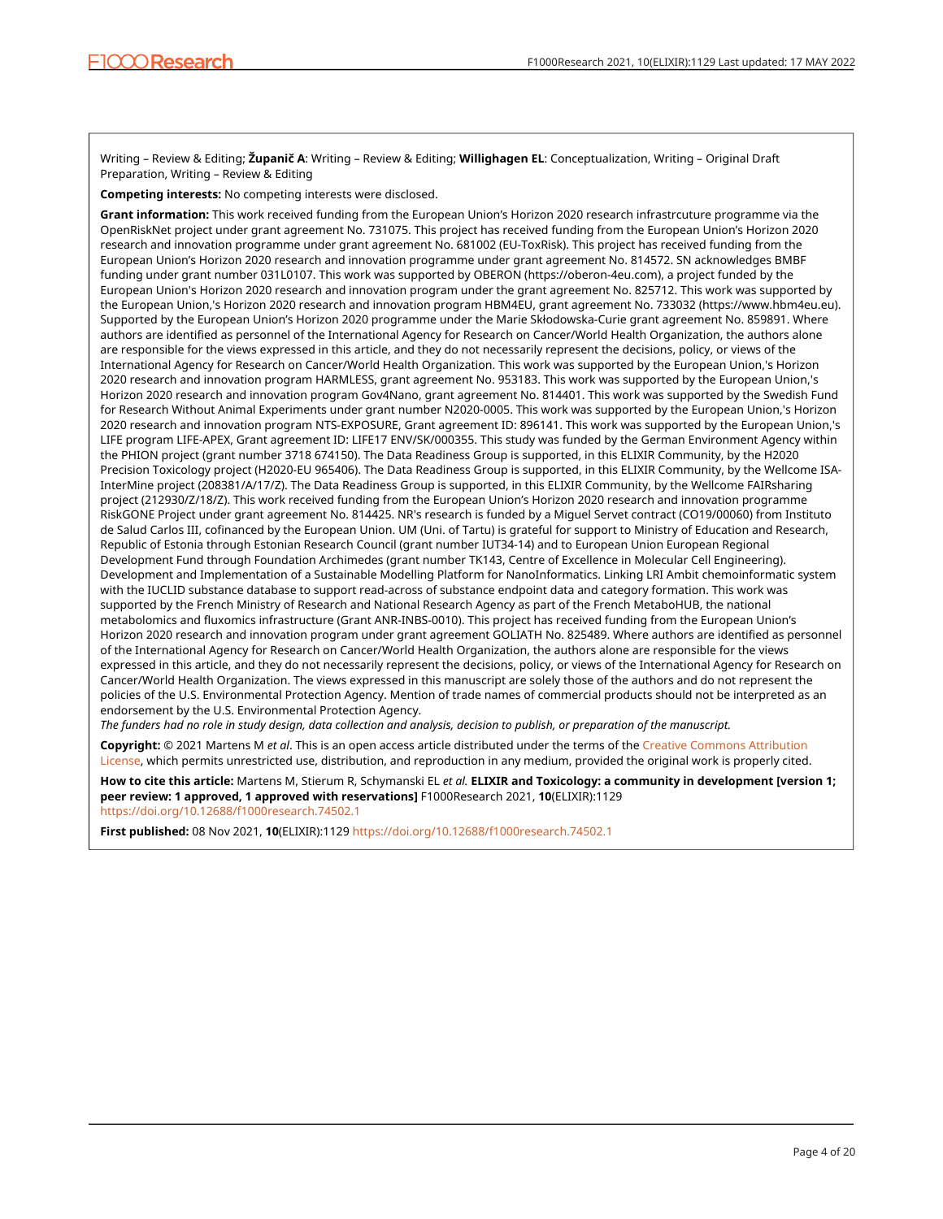Writing – Review & Editing; **Županič A**: Writing – Review & Editing; **Willighagen EL**: Conceptualization, Writing – Original Draft Preparation, Writing – Review & Editing

**Competing interests:** No competing interests were disclosed.

**Grant information:** This work received funding from the European Union's Horizon 2020 research infrastrcuture programme via the OpenRiskNet project under grant agreement No. 731075. This project has received funding from the European Union's Horizon 2020 research and innovation programme under grant agreement No. 681002 (EU-ToxRisk). This project has received funding from the European Union's Horizon 2020 research and innovation programme under grant agreement No. 814572. SN acknowledges BMBF funding under grant number 031L0107. This work was supported by OBERON (https://oberon-4eu.com), a project funded by the European Union's Horizon 2020 research and innovation program under the grant agreement No. 825712. This work was supported by the European Union,'s Horizon 2020 research and innovation program HBM4EU, grant agreement No. 733032 (https://www.hbm4eu.eu). Supported by the European Union's Horizon 2020 programme under the Marie Skłodowska-Curie grant agreement No. 859891. Where authors are identified as personnel of the International Agency for Research on Cancer/World Health Organization, the authors alone are responsible for the views expressed in this article, and they do not necessarily represent the decisions, policy, or views of the International Agency for Research on Cancer/World Health Organization. This work was supported by the European Union,'s Horizon 2020 research and innovation program HARMLESS, grant agreement No. 953183. This work was supported by the European Union,'s Horizon 2020 research and innovation program Gov4Nano, grant agreement No. 814401. This work was supported by the Swedish Fund for Research Without Animal Experiments under grant number N2020-0005. This work was supported by the European Union,'s Horizon 2020 research and innovation program NTS-EXPOSURE, Grant agreement ID: 896141. This work was supported by the European Union,'s LIFE program LIFE-APEX, Grant agreement ID: LIFE17 ENV/SK/000355. This study was funded by the German Environment Agency within the PHION project (grant number 3718 674150). The Data Readiness Group is supported, in this ELIXIR Community, by the H2020 Precision Toxicology project (H2020-EU 965406). The Data Readiness Group is supported, in this ELIXIR Community, by the Wellcome ISA-InterMine project (208381/A/17/Z). The Data Readiness Group is supported, in this ELIXIR Community, by the Wellcome FAIRsharing project (212930/Z/18/Z). This work received funding from the European Union's Horizon 2020 research and innovation programme RiskGONE Project under grant agreement No. 814425. NR's research is funded by a Miguel Servet contract (CO19/00060) from Instituto de Salud Carlos III, cofinanced by the European Union. UM (Uni. of Tartu) is grateful for support to Ministry of Education and Research, Republic of Estonia through Estonian Research Council (grant number IUT34-14) and to European Union European Regional Development Fund through Foundation Archimedes (grant number TK143, Centre of Excellence in Molecular Cell Engineering). Development and Implementation of a Sustainable Modelling Platform for NanoInformatics. Linking LRI Ambit chemoinformatic system with the IUCLID substance database to support read-across of substance endpoint data and category formation. This work was supported by the French Ministry of Research and National Research Agency as part of the French MetaboHUB, the national metabolomics and fluxomics infrastructure (Grant ANR-INBS-0010). This project has received funding from the European Union's Horizon 2020 research and innovation program under grant agreement GOLIATH No. 825489. Where authors are identified as personnel of the International Agency for Research on Cancer/World Health Organization, the authors alone are responsible for the views expressed in this article, and they do not necessarily represent the decisions, policy, or views of the International Agency for Research on Cancer/World Health Organization. The views expressed in this manuscript are solely those of the authors and do not represent the policies of the U.S. Environmental Protection Agency. Mention of trade names of commercial products should not be interpreted as an endorsement by the U.S. Environmental Protection Agency.

*The funders had no role in study design, data collection and analysis, decision to publish, or preparation of the manuscript.*

**Copyright:** © 2021 Martens M *et al*. This is an open access article distributed under the terms of the Creative Commons Attribution License, which permits unrestricted use, distribution, and reproduction in any medium, provided the original work is properly cited.

**How to cite this article:** Martens M, Stierum R, Schymanski EL *et al.* **ELIXIR and Toxicology: a community in development [version 1; peer review: 1 approved, 1 approved with reservations]** F1000Research 2021, **10**(ELIXIR):1129 https://doi.org/10.12688/f1000research.74502.1

**First published:** 08 Nov 2021, **10**(ELIXIR):1129 https://doi.org/10.12688/f1000research.74502.1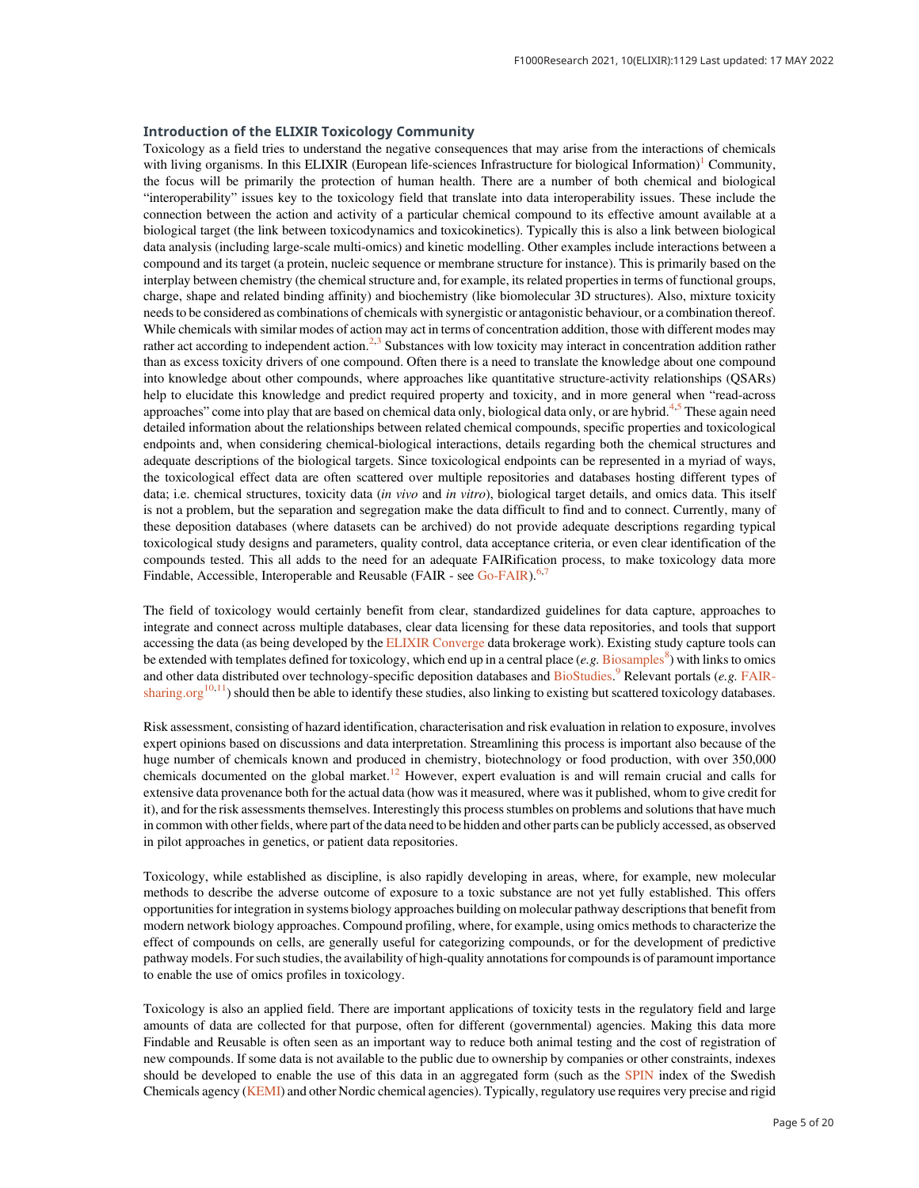### Introduction of the ELIXIR Toxicology Community

Toxicology as a field tries to understand the negative consequences that may arise from the interactions of chemicals with living organisms. In this ELIXIR (European life-sciences Infrastructure for biological Information)[1] Community, the focus will be primarily the protection of human health. There are a number of both chemical and biological "interoperability" issues key to the toxicology field that translate into data interoperability issues. These include the connection between the action and activity of a particular chemical compound to its effective amount available at a biological target (the link between toxicodynamics and toxicokinetics). Typically this is also a link between biological data analysis (including large-scale multi-omics) and kinetic modelling. Other examples include interactions between a compound and its target (a protein, nucleic sequence or membrane structure for instance). This is primarily based on the interplay between chemistry (the chemical structure and, for example, its related properties in terms of functional groups, charge, shape and related binding affinity) and biochemistry (like biomolecular 3D structures). Also, mixture toxicity needs to be considered as combinations of chemicals with synergistic or antagonistic behaviour, or a combination thereof. While chemicals with similar modes of action may act in terms of concentration addition, those with different modes may rather act according to independent action.[2,3] Substances with low toxicity may interact in concentration addition rather than as excess toxicity drivers of one compound. Often there is a need to translate the knowledge about one compound into knowledge about other compounds, where approaches like quantitative structure-activity relationships (QSARs) help to elucidate this knowledge and predict required property and toxicity, and in more general when "read-across approaches" come into play that are based on chemical data only, biological data only, or are hybrid.[4,5] These again need detailed information about the relationships between related chemical compounds, specific properties and toxicological endpoints and, when considering chemical-biological interactions, details regarding both the chemical structures and adequate descriptions of the biological targets. Since toxicological endpoints can be represented in a myriad of ways, the toxicological effect data are often scattered over multiple repositories and databases hosting different types of data; i.e. chemical structures, toxicity data (*in vivo* and *in vitro*), biological target details, and omics data. This itself is not a problem, but the separation and segregation make the data difficult to find and to connect. Currently, many of these deposition databases (where datasets can be archived) do not provide adequate descriptions regarding typical toxicological study designs and parameters, quality control, data acceptance criteria, or even clear identification of the compounds tested. This all adds to the need for an adequate FAIRification process, to make toxicology data more Findable, Accessible, Interoperable and Reusable (FAIR - see Go-FAIR).[6,7]

The field of toxicology would certainly benefit from clear, standardized guidelines for data capture, approaches to integrate and connect across multiple databases, clear data licensing for these data repositories, and tools that support accessing the data (as being developed by the ELIXIR Converge data brokerage work). Existing study capture tools can be extended with templates defined for toxicology, which end up in a central place (*e.g.* Biosamples[8]) with links to omics and other data distributed over technology-specific deposition databases and BioStudies.[9] Relevant portals (*e.g.* FAIR-sharing.org[10,11]) should then be able to identify these studies, also linking to existing but scattered toxicology databases.

Risk assessment, consisting of hazard identification, characterisation and risk evaluation in relation to exposure, involves expert opinions based on discussions and data interpretation. Streamlining this process is important also because of the huge number of chemicals known and produced in chemistry, biotechnology or food production, with over 350,000 chemicals documented on the global market.[12] However, expert evaluation is and will remain crucial and calls for extensive data provenance both for the actual data (how was it measured, where was it published, whom to give credit for it), and for the risk assessments themselves. Interestingly this process stumbles on problems and solutions that have much in common with other fields, where part of the data need to be hidden and other parts can be publicly accessed, as observed in pilot approaches in genetics, or patient data repositories.

Toxicology, while established as discipline, is also rapidly developing in areas, where, for example, new molecular methods to describe the adverse outcome of exposure to a toxic substance are not yet fully established. This offers opportunities for integration in systems biology approaches building on molecular pathway descriptions that benefit from modern network biology approaches. Compound profiling, where, for example, using omics methods to characterize the effect of compounds on cells, are generally useful for categorizing compounds, or for the development of predictive pathway models. For such studies, the availability of high-quality annotations for compounds is of paramount importance to enable the use of omics profiles in toxicology.

Toxicology is also an applied field. There are important applications of toxicity tests in the regulatory field and large amounts of data are collected for that purpose, often for different (governmental) agencies. Making this data more Findable and Reusable is often seen as an important way to reduce both animal testing and the cost of registration of new compounds. If some data is not available to the public due to ownership by companies or other constraints, indexes should be developed to enable the use of this data in an aggregated form (such as the SPIN index of the Swedish Chemicals agency (KEMI) and other Nordic chemical agencies). Typically, regulatory use requires very precise and rigid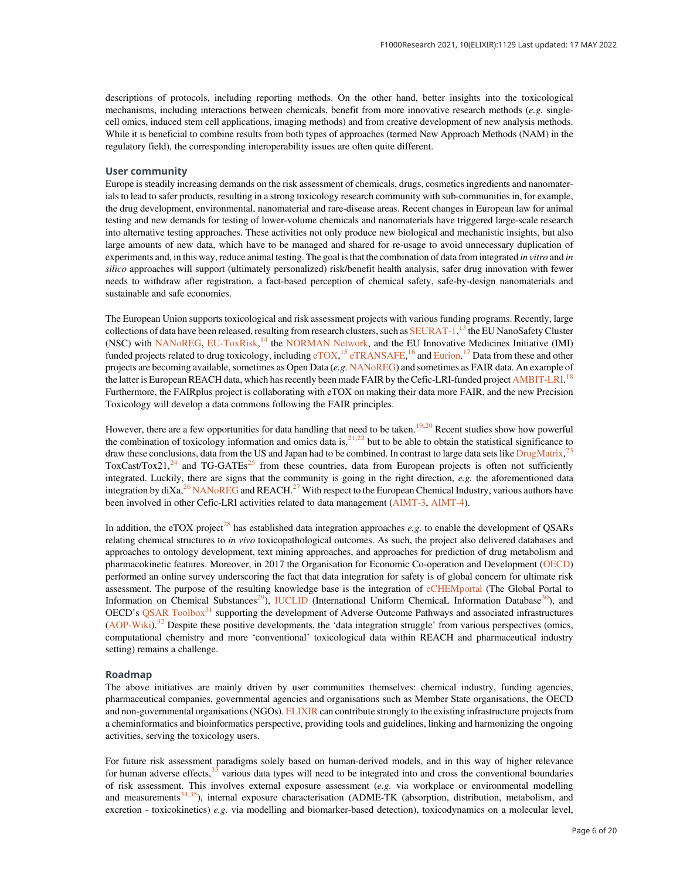descriptions of protocols, including reporting methods. On the other hand, better insights into the toxicological mechanisms, including interactions between chemicals, benefit from more innovative research methods (*e.g.* single-cell omics, induced stem cell applications, imaging methods) and from creative development of new analysis methods. While it is beneficial to combine results from both types of approaches (termed New Approach Methods (NAM) in the regulatory field), the corresponding interoperability issues are often quite different.

### User community

Europe is steadily increasing demands on the risk assessment of chemicals, drugs, cosmetics ingredients and nanomaterials to lead to safer products, resulting in a strong toxicology research community with sub-communities in, for example, the drug development, environmental, nanomaterial and rare-disease areas. Recent changes in European law for animal testing and new demands for testing of lower-volume chemicals and nanomaterials have triggered large-scale research into alternative testing approaches. These activities not only produce new biological and mechanistic insights, but also large amounts of new data, which have to be managed and shared for re-usage to avoid unnecessary duplication of experiments and, in this way, reduce animal testing. The goal is that the combination of data from integrated *in vitro* and *in silico* approaches will support (ultimately personalized) risk/benefit health analysis, safer drug innovation with fewer needs to withdraw after registration, a fact-based perception of chemical safety, safe-by-design nanomaterials and sustainable and safe economies.

The European Union supports toxicological and risk assessment projects with various funding programs. Recently, large collections of data have been released, resulting from research clusters, such as SEURAT-1,[13] the EU NanoSafety Cluster (NSC) with NANoREG, EU-ToxRisk,[14] the NORMAN Network, and the EU Innovative Medicines Initiative (IMI) funded projects related to drug toxicology, including eTOX,[15] eTRANSAFE,[16] and Eurion.[17] Data from these and other projects are becoming available, sometimes as Open Data (*e.g.* NANoREG) and sometimes as FAIR data. An example of the latter is European REACH data, which has recently been made FAIR by the Cefic-LRI-funded project AMBIT-LRI.[18] Furthermore, the FAIRplus project is collaborating with eTOX on making their data more FAIR, and the new Precision Toxicology will develop a data commons following the FAIR principles.

However, there are a few opportunities for data handling that need to be taken.[19,20] Recent studies show how powerful the combination of toxicology information and omics data is,[21,22] but to be able to obtain the statistical significance to draw these conclusions, data from the US and Japan had to be combined. In contrast to large data sets like DrugMatrix,[23] ToxCast/Tox21,[24] and TG-GATEs[25] from these countries, data from European projects is often not sufficiently integrated. Luckily, there are signs that the community is going in the right direction, *e.g.* the aforementioned data integration by diXa,[26] NANoREG and REACH.[27] With respect to the European Chemical Industry, various authors have been involved in other Cefic-LRI activities related to data management (AIMT-3, AIMT-4).

In addition, the eTOX project[28] has established data integration approaches *e.g.* to enable the development of QSARs relating chemical structures to *in vivo* toxicopathological outcomes. As such, the project also delivered databases and approaches to ontology development, text mining approaches, and approaches for prediction of drug metabolism and pharmacokinetic features. Moreover, in 2017 the Organisation for Economic Co-operation and Development (OECD) performed an online survey underscoring the fact that data integration for safety is of global concern for ultimate risk assessment. The purpose of the resulting knowledge base is the integration of eCHEMportal (The Global Portal to Information on Chemical Substances[29]), IUCLID (International Uniform ChemicaL Information Database[30]), and OECD's QSAR Toolbox[31] supporting the development of Adverse Outcome Pathways and associated infrastructures (AOP-Wiki).[32] Despite these positive developments, the 'data integration struggle' from various perspectives (omics, computational chemistry and more 'conventional' toxicological data within REACH and pharmaceutical industry setting) remains a challenge.

### Roadmap

The above initiatives are mainly driven by user communities themselves: chemical industry, funding agencies, pharmaceutical companies, governmental agencies and organisations such as Member State organisations, the OECD and non-governmental organisations (NGOs). ELIXIR can contribute strongly to the existing infrastructure projects from a cheminformatics and bioinformatics perspective, providing tools and guidelines, linking and harmonizing the ongoing activities, serving the toxicology users.

For future risk assessment paradigms solely based on human-derived models, and in this way of higher relevance for human adverse effects,[33] various data types will need to be integrated into and cross the conventional boundaries of risk assessment. This involves external exposure assessment (*e.g.* via workplace or environmental modelling and measurements[34,35]), internal exposure characterisation (ADME-TK (absorption, distribution, metabolism, and excretion - toxicokinetics) *e.g.* via modelling and biomarker-based detection), toxicodynamics on a molecular level,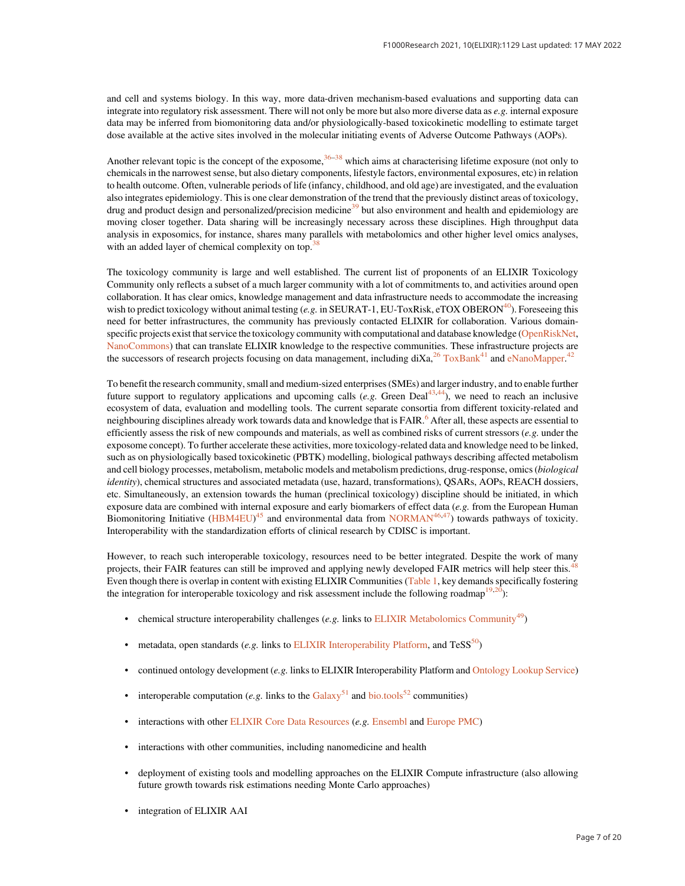and cell and systems biology. In this way, more data-driven mechanism-based evaluations and supporting data can integrate into regulatory risk assessment. There will not only be more but also more diverse data as *e.g.* internal exposure data may be inferred from biomonitoring data and/or physiologically-based toxicokinetic modelling to estimate target dose available at the active sites involved in the molecular initiating events of Adverse Outcome Pathways (AOPs).

Another relevant topic is the concept of the exposome,[36–38] which aims at characterising lifetime exposure (not only to chemicals in the narrowest sense, but also dietary components, lifestyle factors, environmental exposures, etc) in relation to health outcome. Often, vulnerable periods of life (infancy, childhood, and old age) are investigated, and the evaluation also integrates epidemiology. This is one clear demonstration of the trend that the previously distinct areas of toxicology, drug and product design and personalized/precision medicine[39] but also environment and health and epidemiology are moving closer together. Data sharing will be increasingly necessary across these disciplines. High throughput data analysis in exposomics, for instance, shares many parallels with metabolomics and other higher level omics analyses, with an added layer of chemical complexity on top.[38]

The toxicology community is large and well established. The current list of proponents of an ELIXIR Toxicology Community only reflects a subset of a much larger community with a lot of commitments to, and activities around open collaboration. It has clear omics, knowledge management and data infrastructure needs to accommodate the increasing wish to predict toxicology without animal testing (*e.g.* in SEURAT-1, EU-ToxRisk, eTOX OBERON[40]). Foreseeing this need for better infrastructures, the community has previously contacted ELIXIR for collaboration. Various domain-specific projects exist that service the toxicology community with computational and database knowledge (OpenRiskNet, NanoCommons) that can translate ELIXIR knowledge to the respective communities. These infrastructure projects are the successors of research projects focusing on data management, including diXa,[26] ToxBank[41] and eNanoMapper.[42]

To benefit the research community, small and medium-sized enterprises (SMEs) and larger industry, and to enable further future support to regulatory applications and upcoming calls (*e.g.* Green Deal[43,44]), we need to reach an inclusive ecosystem of data, evaluation and modelling tools. The current separate consortia from different toxicity-related and neighbouring disciplines already work towards data and knowledge that is FAIR.[6] After all, these aspects are essential to efficiently assess the risk of new compounds and materials, as well as combined risks of current stressors (*e.g.* under the exposome concept). To further accelerate these activities, more toxicology-related data and knowledge need to be linked, such as on physiologically based toxicokinetic (PBTK) modelling, biological pathways describing affected metabolism and cell biology processes, metabolism, metabolic models and metabolism predictions, drug-response, omics (*biological identity*), chemical structures and associated metadata (use, hazard, transformations), QSARs, AOPs, REACH dossiers, etc. Simultaneously, an extension towards the human (preclinical toxicology) discipline should be initiated, in which exposure data are combined with internal exposure and early biomarkers of effect data (*e.g.* from the European Human Biomonitoring Initiative (HBM4EU)[45] and environmental data from NORMAN[46,47]) towards pathways of toxicity. Interoperability with the standardization efforts of clinical research by CDISC is important.

However, to reach such interoperable toxicology, resources need to be better integrated. Despite the work of many projects, their FAIR features can still be improved and applying newly developed FAIR metrics will help steer this.[48] Even though there is overlap in content with existing ELIXIR Communities (Table 1, key demands specifically fostering the integration for interoperable toxicology and risk assessment include the following roadmap[19,20]):

- chemical structure interoperability challenges (*e.g.* links to ELIXIR Metabolomics Community[49])
- metadata, open standards (*e.g.* links to ELIXIR Interoperability Platform, and TeSS[50])
- continued ontology development (*e.g.* links to ELIXIR Interoperability Platform and Ontology Lookup Service)
- interoperable computation (*e.g.* links to the Galaxy[51] and bio.tools[52] communities)
- interactions with other ELIXIR Core Data Resources (*e.g.* Ensembl and Europe PMC)
- interactions with other communities, including nanomedicine and health
- deployment of existing tools and modelling approaches on the ELIXIR Compute infrastructure (also allowing future growth towards risk estimations needing Monte Carlo approaches)
- integration of ELIXIR AAI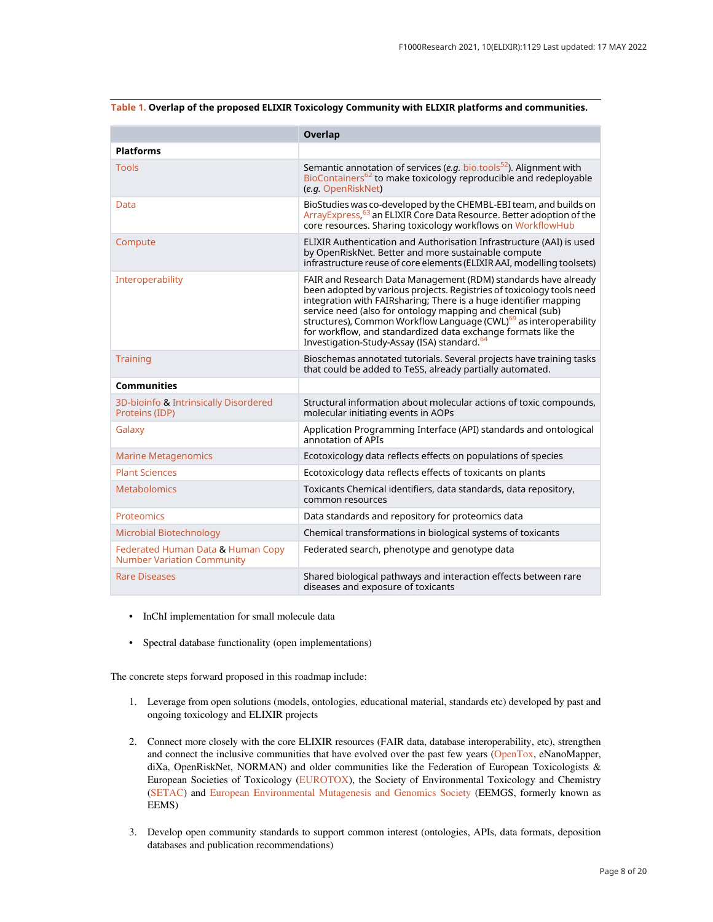**Table 1. Overlap of the proposed ELIXIR Toxicology Community with ELIXIR platforms and communities.**

| | Overlap |
|---|---|
| **Platforms** | |
| Tools | Semantic annotation of services (*e.g.* bio.tools[52]). Alignment with BioContainers[62] to make toxicology reproducible and redeployable (*e.g.* OpenRiskNet) |
| Data | BioStudies was co-developed by the CHEMBL-EBI team, and builds on ArrayExpress,[63] an ELIXIR Core Data Resource. Better adoption of the core resources. Sharing toxicology workflows on WorkflowHub |
| Compute | ELIXIR Authentication and Authorisation Infrastructure (AAI) is used by OpenRiskNet. Better and more sustainable compute infrastructure reuse of core elements (ELIXIR AAI, modelling toolsets) |
| Interoperability | FAIR and Research Data Management (RDM) standards have already been adopted by various projects. Registries of toxicology tools need integration with FAIRsharing; There is a huge identifier mapping service need (also for ontology mapping and chemical (sub) structures), Common Workflow Language (CWL)[69] as interoperability for workflow, and standardized data exchange formats like the Investigation-Study-Assay (ISA) standard.[64] |
| Training | Bioschemas annotated tutorials. Several projects have training tasks that could be added to TeSS, already partially automated. |
| **Communities** | |
| 3D-bioinfo & Intrinsically Disordered Proteins (IDP) | Structural information about molecular actions of toxic compounds, molecular initiating events in AOPs |
| Galaxy | Application Programming Interface (API) standards and ontological annotation of APIs |
| Marine Metagenomics | Ecotoxicology data reflects effects on populations of species |
| Plant Sciences | Ecotoxicology data reflects effects of toxicants on plants |
| Metabolomics | Toxicants Chemical identifiers, data standards, data repository, common resources |
| Proteomics | Data standards and repository for proteomics data |
| Microbial Biotechnology | Chemical transformations in biological systems of toxicants |
| Federated Human Data & Human Copy Number Variation Community | Federated search, phenotype and genotype data |
| Rare Diseases | Shared biological pathways and interaction effects between rare diseases and exposure of toxicants |

- InChI implementation for small molecule data
- Spectral database functionality (open implementations)

The concrete steps forward proposed in this roadmap include:

1. Leverage from open solutions (models, ontologies, educational material, standards etc) developed by past and ongoing toxicology and ELIXIR projects
2. Connect more closely with the core ELIXIR resources (FAIR data, database interoperability, etc), strengthen and connect the inclusive communities that have evolved over the past few years (OpenTox, eNanoMapper, diXa, OpenRiskNet, NORMAN) and older communities like the Federation of European Toxicologists & European Societies of Toxicology (EUROTOX), the Society of Environmental Toxicology and Chemistry (SETAC) and European Environmental Mutagenesis and Genomics Society (EEMGS, formerly known as EEMS)
3. Develop open community standards to support common interest (ontologies, APIs, data formats, deposition databases and publication recommendations)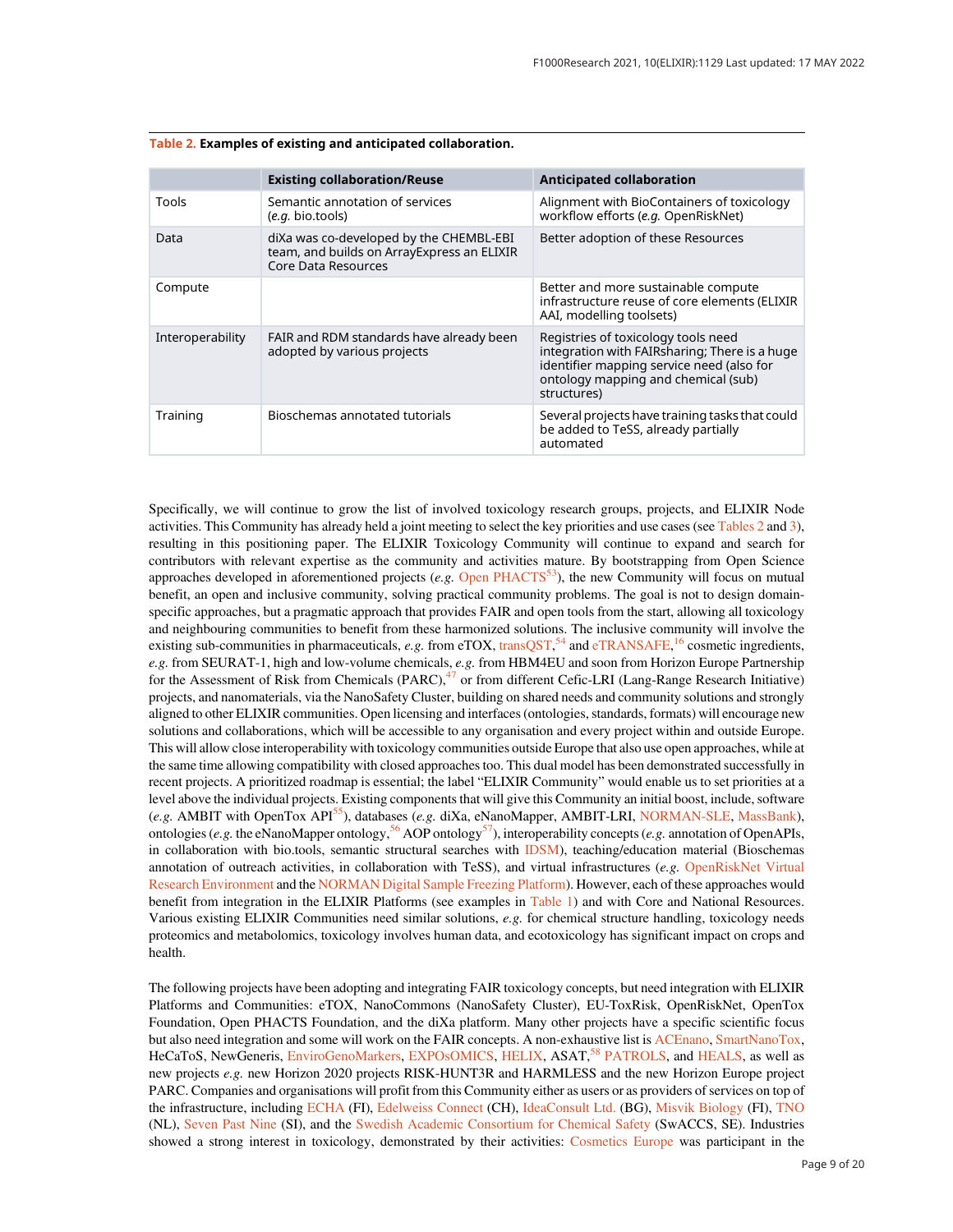**Table 2. Examples of existing and anticipated collaboration.**

| | Existing collaboration/Reuse | Anticipated collaboration |
|---|---|---|
| Tools | Semantic annotation of services (*e.g.* bio.tools) | Alignment with BioContainers of toxicology workflow efforts (*e.g.* OpenRiskNet) |
| Data | diXa was co-developed by the CHEMBL-EBI team, and builds on ArrayExpress an ELIXIR Core Data Resources | Better adoption of these Resources |
| Compute | | Better and more sustainable compute infrastructure reuse of core elements (ELIXIR AAI, modelling toolsets) |
| Interoperability | FAIR and RDM standards have already been adopted by various projects | Registries of toxicology tools need integration with FAIRsharing; There is a huge identifier mapping service need (also for ontology mapping and chemical (sub) structures) |
| Training | Bioschemas annotated tutorials | Several projects have training tasks that could be added to TeSS, already partially automated |

Specifically, we will continue to grow the list of involved toxicology research groups, projects, and ELIXIR Node activities. This Community has already held a joint meeting to select the key priorities and use cases (see Tables 2 and 3), resulting in this positioning paper. The ELIXIR Toxicology Community will continue to expand and search for contributors with relevant expertise as the community and activities mature. By bootstrapping from Open Science approaches developed in aforementioned projects (*e.g.* Open PHACTS[53]), the new Community will focus on mutual benefit, an open and inclusive community, solving practical community problems. The goal is not to design domain-specific approaches, but a pragmatic approach that provides FAIR and open tools from the start, allowing all toxicology and neighbouring communities to benefit from these harmonized solutions. The inclusive community will involve the existing sub-communities in pharmaceuticals, *e.g.* from eTOX, transQST,[54] and eTRANSAFE,[16] cosmetic ingredients, *e.g.* from SEURAT-1, high and low-volume chemicals, *e.g.* from HBM4EU and soon from Horizon Europe Partnership for the Assessment of Risk from Chemicals (PARC),[47] or from different Cefic-LRI (Lang-Range Research Initiative) projects, and nanomaterials, via the NanoSafety Cluster, building on shared needs and community solutions and strongly aligned to other ELIXIR communities. Open licensing and interfaces (ontologies, standards, formats) will encourage new solutions and collaborations, which will be accessible to any organisation and every project within and outside Europe. This will allow close interoperability with toxicology communities outside Europe that also use open approaches, while at the same time allowing compatibility with closed approaches too. This dual model has been demonstrated successfully in recent projects. A prioritized roadmap is essential; the label "ELIXIR Community" would enable us to set priorities at a level above the individual projects. Existing components that will give this Community an initial boost, include, software (*e.g.* AMBIT with OpenTox API[55]), databases (*e.g.* diXa, eNanoMapper, AMBIT-LRI, NORMAN-SLE, MassBank), ontologies (*e.g.* the eNanoMapper ontology,[56] AOP ontology[57]), interoperability concepts (*e.g.* annotation of OpenAPIs, in collaboration with bio.tools, semantic structural searches with IDSM), teaching/education material (Bioschemas annotation of outreach activities, in collaboration with TeSS), and virtual infrastructures (*e.g.* OpenRiskNet Virtual Research Environment and the NORMAN Digital Sample Freezing Platform). However, each of these approaches would benefit from integration in the ELIXIR Platforms (see examples in Table 1) and with Core and National Resources. Various existing ELIXIR Communities need similar solutions, *e.g.* for chemical structure handling, toxicology needs proteomics and metabolomics, toxicology involves human data, and ecotoxicology has significant impact on crops and health.

The following projects have been adopting and integrating FAIR toxicology concepts, but need integration with ELIXIR Platforms and Communities: eTOX, NanoCommons (NanoSafety Cluster), EU-ToxRisk, OpenRiskNet, OpenTox Foundation, Open PHACTS Foundation, and the diXa platform. Many other projects have a specific scientific focus but also need integration and some will work on the FAIR concepts. A non-exhaustive list is ACEnano, SmartNanoTox, HeCaToS, NewGeneris, EnviroGenoMarkers, EXPOsOMICS, HELIX, ASAT,[58] PATROLS, and HEALS, as well as new projects *e.g.* new Horizon 2020 projects RISK-HUNT3R and HARMLESS and the new Horizon Europe project PARC. Companies and organisations will profit from this Community either as users or as providers of services on top of the infrastructure, including ECHA (FI), Edelweiss Connect (CH), IdeaConsult Ltd. (BG), Misvik Biology (FI), TNO (NL), Seven Past Nine (SI), and the Swedish Academic Consortium for Chemical Safety (SwACCS, SE). Industries showed a strong interest in toxicology, demonstrated by their activities: Cosmetics Europe was participant in the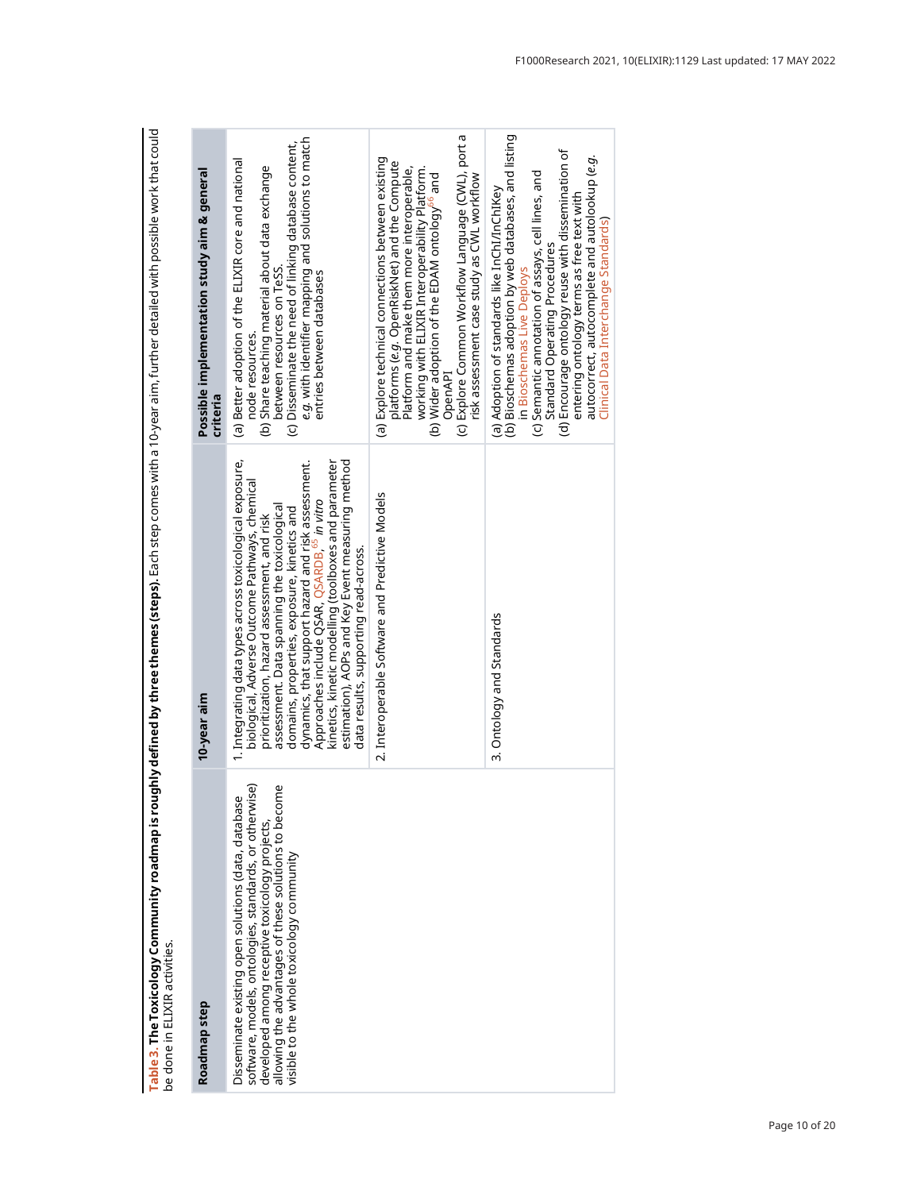**Table 3. The Toxicology Community roadmap is roughly defined by three themes (steps).** Each step comes with a 10-year aim, further detailed with possible work that could be done in ELIXIR activities.

| Roadmap step | 10-year aim | Possible implementation study aim & general criteria |
|---|---|---|
| Disseminate existing open solutions (data, database software, models, ontologies, standards, or otherwise) developed among receptive toxicology projects, allowing the advantages of these solutions to become visible to the whole toxicology community | 1. Integrating data types across toxicological exposure, biological, Adverse Outcome Pathways, chemical prioritization, hazard assessment, and risk assessment. Data spanning the toxicological domains, properties, exposure, kinetics and dynamics, that support hazard and risk assessment. Approaches include QSAR, QSARDB,[65] *in vitro* kinetics, kinetic modelling (toolboxes and parameter estimation), AOPs and Key Event measuring method data results, supporting read-across. | (a) Better adoption of the ELIXIR core and national node resources.<br>(b) Share teaching material about data exchange between resources on TeSS.<br>(c) Disseminate the need of linking database content, *e.g.* with identifier mapping and solutions to match entries between databases |
| | 2. Interoperable Software and Predictive Models | (a) Explore technical connections between existing platforms (*e.g.* OpenRiskNet) and the Compute Platform and make them more interoperable, working with ELIXIR Interoperability Platform.<br>(b) Wider adoption of the EDAM ontology[66] and OpenAPI<br>(c) Explore Common Workflow Language (CWL), port a risk assessment case study as CWL workflow |
| | 3. Ontology and Standards | (a) Adoption of standards like InChI/InChIKey<br>(b) Bioschemas adoption by web databases, and listing in Bioschemas Live Deploys<br>(c) Semantic annotation of assays, cell lines, and Standard Operating Procedures<br>(d) Encourage ontology reuse with dissemination of entering ontology terms as free text with autocorrect, autocomplete and autolookup (*e.g.* Clinical Data Interchange Standards) |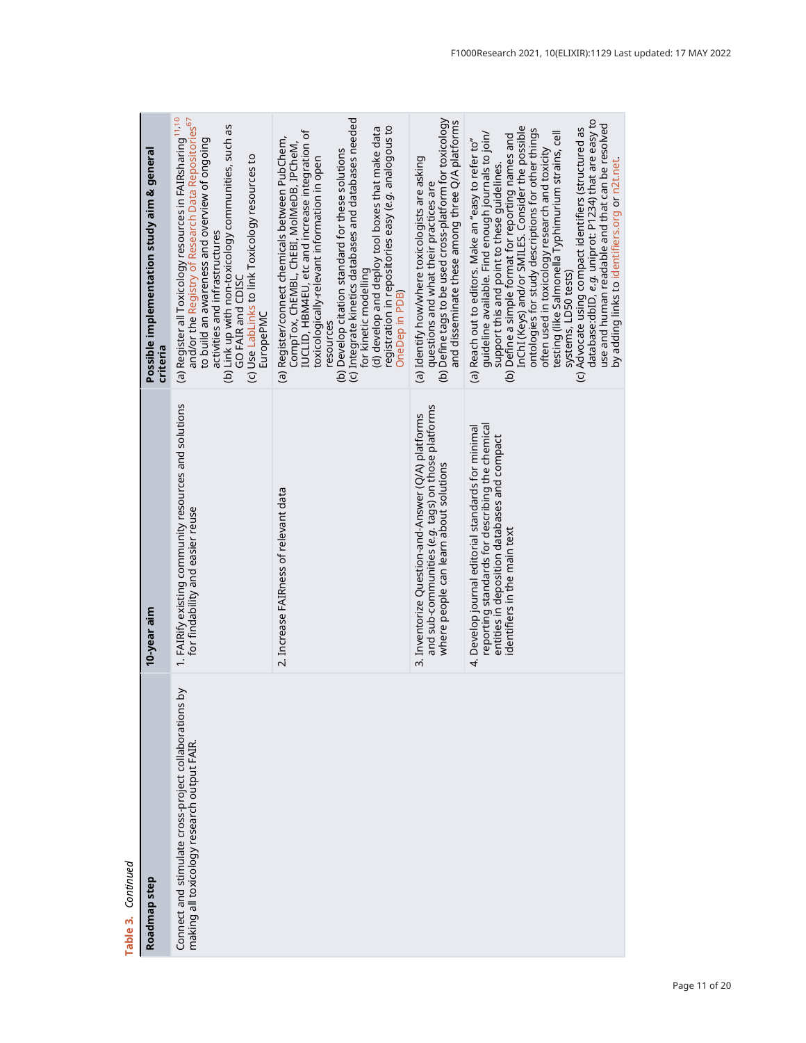**Table 3.** *Continued*

| Roadmap step | 10-year aim | Possible implementation study aim & general criteria |
|---|---|---|
| Connect and stimulate cross-project collaborations by making all toxicology research output FAIR. | 1. FAIRify existing community resources and solutions for findability and easier reuse | (a) Register all Toxicology resources in FAIRsharing[11,10] and/or the Registry of Research Data Repositories[67] to build an awareness and overview of ongoing activities and infrastructures<br>(b) Link up with non-toxicology communities, such as GO FAIR and CDISC<br>(c) Use LabLinks to link Toxicology resources to EuropePMC |
| | 2. Increase FAIRness of relevant data | (a) Register/connect chemicals between PubChem, CompTox, ChEMBL, ChEBI, MolMeDB, IPCheM, IUCLID, HBM4EU, etc and increase integration of toxicologically-relevant information in open resources<br>(b) Develop citation standard for these solutions<br>(c) Integrate kinetics databases and databases needed for kinetic modelling<br>(d) develop and deploy tool boxes that make data registration in repositories easy (*e.g.* analogous to OneDep in PDB) |
| | 3. Inventorize Question-and-Answer (Q/A) platforms and sub-communities (*e.g.* tags) on those platforms where people can learn about solutions | (a) Identify how/where toxicologists are asking questions and what their practices are<br>(b) Define tags to be used cross-platform for toxicology and disseminate these among three Q/A platforms |
| | 4. Develop journal editorial standards for minimal reporting standards for describing the chemical entities in deposition databases and compact identifiers in the main text | (a) Reach out to editors. Make an "easy to refer to" guideline available. Find enough journals to join/support this and point to these guidelines.<br>(b) Define a simple format for reporting names and InChI (Keys) and/or SMILES. Consider the possible ontologies for study descriptions for other things often used in toxicology research and toxicity testing (like Salmonella Typhimurium strains, cell systems, LD50 tests)<br>(c) Advocate using compact identifiers (structured as database:dbID, *e.g.* uniprot: P1234) that are easy to use and human readable and that can be resolved by adding links to identifiers.org or n2t.net. |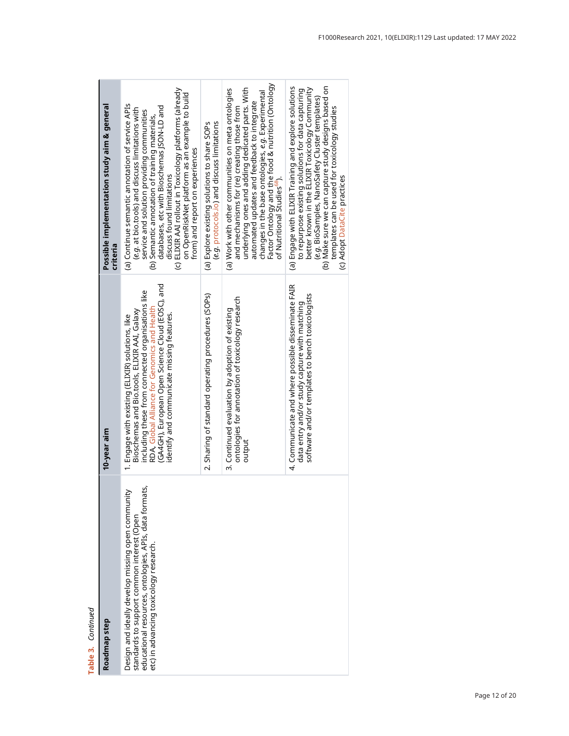**Table 3.** *Continued*

| Roadmap step | 10-year aim | Possible implementation study aim & general criteria |
|---|---|---|
| Design and ideally develop missing open community standards to support common interest (Open educational resources, ontologies, APIs, data formats, etc) in advancing toxicology research. | 1. Engage with existing (ELIXIR) solutions, like Bioschemas and Bio.tools, ELIXIR AAI, Galaxy including these from connected organisations like RDA, Global Alliance for Genomics and Health (GA4GH), European Open Science Cloud (EOSC), and identify and communicate missing features. | (a) Continue semantic annotation of service APIs (*e.g.* at bio.tools) and discuss limitations with service and solution providing communities<br>(b) Semantic annotation of training materials, databases, etc with Bioschemas JSON-LD and discuss found limitations<br>(c) ELIXIR AAI rollout in Toxicology platforms (already on OpenRiskNet platform as an example to build from) and report on experiences |
| | 2. Sharing of standard operating procedures (SOPs) | (a) Explore existing solutions to share SOPs (*e.g.* protocols.io) and discuss limitations |
| | 3. Continued evaluation by adoption of existing ontologies for annotation of toxicology research output | (a) Work with other communities on meta ontologies and mechanisms for (re) creating those from underlying ones and adding dedicated parts. With automated updates and feedback to integrate changes in the base ontologies, *e.g.* Experimental Factor Ontology and the food & nutrition (Ontology of Nutritional Studies[68]). |
| | 4. Communicate and where possible disseminate FAIR data entry and/or study capture with matching software and/or templates to bench toxicologists | (a) Engage with ELIXIR Training and explore solutions to repurpose existing solutions for data capturing better known in the ELIXIR Toxicology Community (*e.g.* BioSamples, NanoSafety Cluster templates)<br>(b) Make sure we can capture study designs based on templates can be used for toxicology studies<br>(c) Adopt DataCite practices |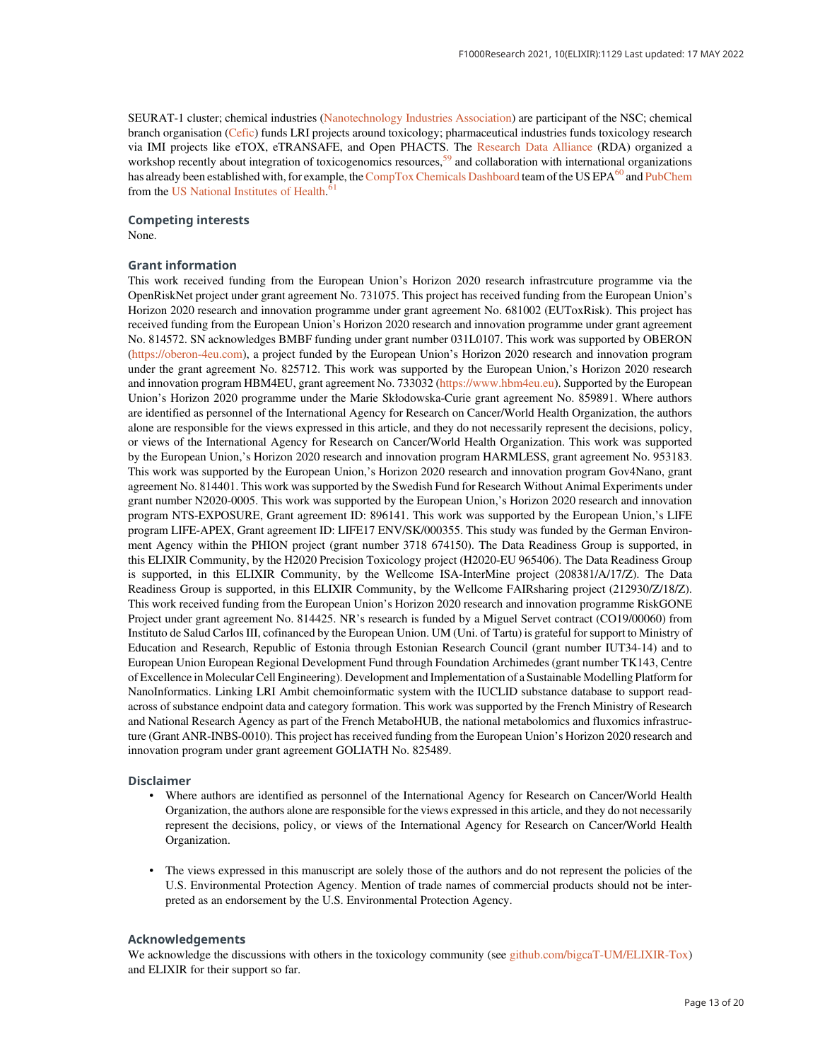SEURAT-1 cluster; chemical industries (Nanotechnology Industries Association) are participant of the NSC; chemical branch organisation (Cefic) funds LRI projects around toxicology; pharmaceutical industries funds toxicology research via IMI projects like eTOX, eTRANSAFE, and Open PHACTS. The Research Data Alliance (RDA) organized a workshop recently about integration of toxicogenomics resources,[59] and collaboration with international organizations has already been established with, for example, the CompTox Chemicals Dashboard team of the US EPA[60] and PubChem from the US National Institutes of Health.[61]

## Competing interests

None.

## Grant information

This work received funding from the European Union's Horizon 2020 research infrastrcuture programme via the OpenRiskNet project under grant agreement No. 731075. This project has received funding from the European Union's Horizon 2020 research and innovation programme under grant agreement No. 681002 (EUToxRisk). This project has received funding from the European Union's Horizon 2020 research and innovation programme under grant agreement No. 814572. SN acknowledges BMBF funding under grant number 031L0107. This work was supported by OBERON (https://oberon-4eu.com), a project funded by the European Union's Horizon 2020 research and innovation program under the grant agreement No. 825712. This work was supported by the European Union,'s Horizon 2020 research and innovation program HBM4EU, grant agreement No. 733032 (https://www.hbm4eu.eu). Supported by the European Union's Horizon 2020 programme under the Marie Skłodowska-Curie grant agreement No. 859891. Where authors are identified as personnel of the International Agency for Research on Cancer/World Health Organization, the authors alone are responsible for the views expressed in this article, and they do not necessarily represent the decisions, policy, or views of the International Agency for Research on Cancer/World Health Organization. This work was supported by the European Union,'s Horizon 2020 research and innovation program HARMLESS, grant agreement No. 953183. This work was supported by the European Union,'s Horizon 2020 research and innovation program Gov4Nano, grant agreement No. 814401. This work was supported by the Swedish Fund for Research Without Animal Experiments under grant number N2020-0005. This work was supported by the European Union,'s Horizon 2020 research and innovation program NTS-EXPOSURE, Grant agreement ID: 896141. This work was supported by the European Union,'s LIFE program LIFE-APEX, Grant agreement ID: LIFE17 ENV/SK/000355. This study was funded by the German Environment Agency within the PHION project (grant number 3718 674150). The Data Readiness Group is supported, in this ELIXIR Community, by the H2020 Precision Toxicology project (H2020-EU 965406). The Data Readiness Group is supported, in this ELIXIR Community, by the Wellcome ISA-InterMine project (208381/A/17/Z). The Data Readiness Group is supported, in this ELIXIR Community, by the Wellcome FAIRsharing project (212930/Z/18/Z). This work received funding from the European Union's Horizon 2020 research and innovation programme RiskGONE Project under grant agreement No. 814425. NR's research is funded by a Miguel Servet contract (CO19/00060) from Instituto de Salud Carlos III, cofinanced by the European Union. UM (Uni. of Tartu) is grateful for support to Ministry of Education and Research, Republic of Estonia through Estonian Research Council (grant number IUT34-14) and to European Union European Regional Development Fund through Foundation Archimedes (grant number TK143, Centre of Excellence in Molecular Cell Engineering). Development and Implementation of a Sustainable Modelling Platform for NanoInformatics. Linking LRI Ambit chemoinformatic system with the IUCLID substance database to support read-across of substance endpoint data and category formation. This work was supported by the French Ministry of Research and National Research Agency as part of the French MetaboHUB, the national metabolomics and fluxomics infrastructure (Grant ANR-INBS-0010). This project has received funding from the European Union's Horizon 2020 research and innovation program under grant agreement GOLIATH No. 825489.

## Disclaimer

- Where authors are identified as personnel of the International Agency for Research on Cancer/World Health Organization, the authors alone are responsible for the views expressed in this article, and they do not necessarily represent the decisions, policy, or views of the International Agency for Research on Cancer/World Health Organization.

- The views expressed in this manuscript are solely those of the authors and do not represent the policies of the U.S. Environmental Protection Agency. Mention of trade names of commercial products should not be interpreted as an endorsement by the U.S. Environmental Protection Agency.

## Acknowledgements

We acknowledge the discussions with others in the toxicology community (see github.com/bigcaT-UM/ELIXIR-Tox) and ELIXIR for their support so far.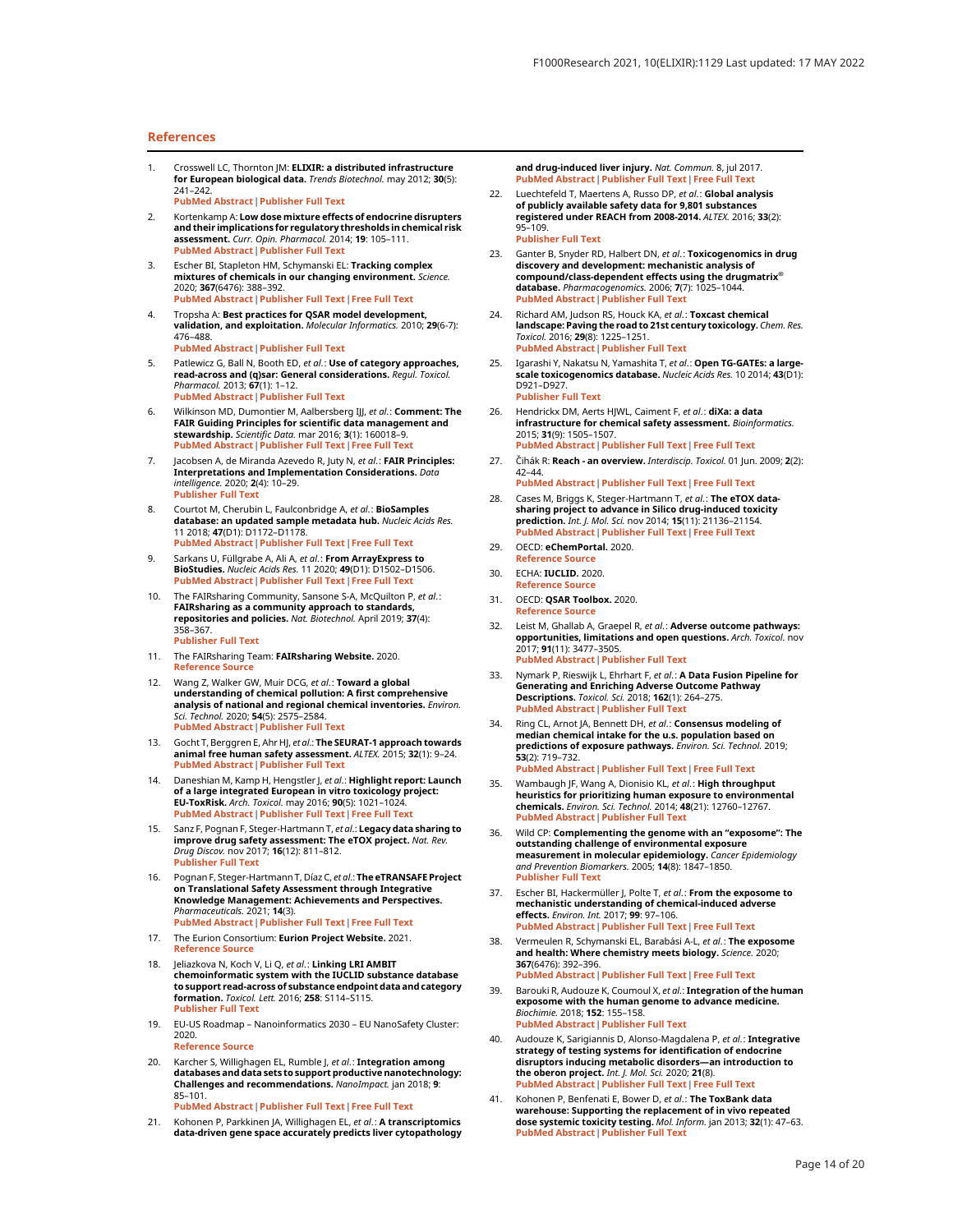## References

1. Crosswell LC, Thornton JM: **ELIXIR: a distributed infrastructure for European biological data.** *Trends Biotechnol.* may 2012; **30**(5): 241–242.
   PubMed Abstract | Publisher Full Text

2. Kortenkamp A: **Low dose mixture effects of endocrine disrupters and their implications for regulatory thresholds in chemical risk assessment.** *Curr. Opin. Pharmacol.* 2014; **19**: 105–111.
   PubMed Abstract | Publisher Full Text

3. Escher BI, Stapleton HM, Schymanski EL: **Tracking complex mixtures of chemicals in our changing environment.** *Science.* 2020; **367**(6476): 388–392.
   PubMed Abstract | Publisher Full Text | Free Full Text

4. Tropsha A: **Best practices for QSAR model development, validation, and exploitation.** *Molecular Informatics.* 2010; **29**(6-7): 476–488.
   PubMed Abstract | Publisher Full Text

5. Patlewicz G, Ball N, Booth ED, *et al.*: **Use of category approaches, read-across and (q)sar: General considerations.** *Regul. Toxicol. Pharmacol.* 2013; **67**(1): 1–12.
   PubMed Abstract | Publisher Full Text

6. Wilkinson MD, Dumontier M, Aalbersberg IJJ, *et al.*: **Comment: The FAIR Guiding Principles for scientific data management and stewardship.** *Scientific Data.* mar 2016; **3**(1): 160018–9.
   PubMed Abstract | Publisher Full Text | Free Full Text

7. Jacobsen A, de Miranda Azevedo R, Juty N, *et al.*: **FAIR Principles: Interpretations and Implementation Considerations.** *Data intelligence.* 2020; **2**(4): 10–29.
   Publisher Full Text

8. Courtot M, Cherubin L, Faulconbridge A, *et al.*: **BioSamples database: an updated sample metadata hub.** *Nucleic Acids Res.* 11 2018; **47**(D1): D1172–D1178.
   PubMed Abstract | Publisher Full Text | Free Full Text

9. Sarkans U, Füllgrabe A, Ali A, *et al.*: **From ArrayExpress to BioStudies.** *Nucleic Acids Res.* 11 2020; **49**(D1): D1502–D1506.
   PubMed Abstract | Publisher Full Text | Free Full Text

10. The FAIRsharing Community, Sansone S-A, McQuilton P, *et al.*: **FAIRsharing as a community approach to standards, repositories and policies.** *Nat. Biotechnol.* April 2019; **37**(4): 358–367.
    Publisher Full Text

11. The FAIRsharing Team: **FAIRsharing Website.** 2020.
    Reference Source

12. Wang Z, Walker GW, Muir DCG, *et al.*: **Toward a global understanding of chemical pollution: A first comprehensive analysis of national and regional chemical inventories.** *Environ. Sci. Technol.* 2020; **54**(5): 2575–2584.
    PubMed Abstract | Publisher Full Text

13. Gocht T, Berggren E, Ahr HJ, *et al.*: **The SEURAT-1 approach towards animal free human safety assessment.** *ALTEX.* 2015; **32**(1): 9–24.
    PubMed Abstract | Publisher Full Text

14. Daneshian M, Kamp H, Hengstler J, *et al.*: **Highlight report: Launch of a large integrated European in vitro toxicology project: EU-ToxRisk.** *Arch. Toxicol.* may 2016; **90**(5): 1021–1024.
    PubMed Abstract | Publisher Full Text | Free Full Text

15. Sanz F, Pognan F, Steger-Hartmann T, *et al.*: **Legacy data sharing to improve drug safety assessment: The eTOX project.** *Nat. Rev. Drug Discov.* nov 2017; **16**(12): 811–812.
    Publisher Full Text

16. Pognan F, Steger-Hartmann T, Díaz C, *et al.*: **The eTRANSAFE Project on Translational Safety Assessment through Integrative Knowledge Management: Achievements and Perspectives.** *Pharmaceuticals.* 2021; **14**(3).
    PubMed Abstract | Publisher Full Text | Free Full Text

17. The Eurion Consortium: **Eurion Project Website.** 2021.
    Reference Source

18. Jeliazkova N, Koch V, Li Q, *et al.*: **Linking LRI AMBIT chemoinformatic system with the IUCLID substance database to support read-across of substance endpoint data and category formation.** *Toxicol. Lett.* 2016; **258**: S114–S115.
    Publisher Full Text

19. EU-US Roadmap – Nanoinformatics 2030 – EU NanoSafety Cluster: 2020.
    Reference Source

20. Karcher S, Willighagen EL, Rumble J, *et al.*: **Integration among databases and data sets to support productive nanotechnology: Challenges and recommendations.** *NanoImpact.* jan 2018; **9**: 85–101.
    PubMed Abstract | Publisher Full Text | Free Full Text

21. Kohonen P, Parkkinen JA, Willighagen EL, *et al.*: **A transcriptomics data-driven gene space accurately predicts liver cytopathology and drug-induced liver injury.** *Nat. Commun.* 8, jul 2017.
    PubMed Abstract | Publisher Full Text | Free Full Text

22. Luechtefeld T, Maertens A, Russo DP, *et al.*: **Global analysis of publicly available safety data for 9,801 substances registered under REACH from 2008-2014.** *ALTEX.* 2016; **33**(2): 95–109.
    Publisher Full Text

23. Ganter B, Snyder RD, Halbert DN, *et al.*: **Toxicogenomics in drug discovery and development: mechanistic analysis of compound/class-dependent effects using the drugmatrix® database.** *Pharmacogenomics.* 2006; **7**(7): 1025–1044.
    PubMed Abstract | Publisher Full Text

24. Richard AM, Judson RS, Houck KA, *et al.*: **Toxcast chemical landscape: Paving the road to 21st century toxicology.** *Chem. Res. Toxicol.* 2016; **29**(8): 1225–1251.
    PubMed Abstract | Publisher Full Text

25. Igarashi Y, Nakatsu N, Yamashita T, *et al.*: **Open TG-GATEs: a large-scale toxicogenomics database.** *Nucleic Acids Res.* 10 2014; **43**(D1): D921–D927.
    Publisher Full Text

26. Hendrickx DM, Aerts HJWL, Caiment F, *et al.*: **diXa: a data infrastructure for chemical safety assessment.** *Bioinformatics.* 2015; **31**(9): 1505–1507.
    PubMed Abstract | Publisher Full Text | Free Full Text

27. Čihák R: **Reach - an overview.** *Interdiscip. Toxicol.* 01 Jun. 2009; **2**(2): 42–44.
    PubMed Abstract | Publisher Full Text | Free Full Text

28. Cases M, Briggs K, Steger-Hartmann T, *et al.*: **The eTOX data-sharing project to advance in Silico drug-induced toxicity prediction.** *Int. J. Mol. Sci.* nov 2014; **15**(11): 21136–21154.
    PubMed Abstract | Publisher Full Text | Free Full Text

29. OECD: **eChemPortal.** 2020.
    Reference Source

30. ECHA: **IUCLID.** 2020.
    Reference Source

31. OECD: **QSAR Toolbox.** 2020.
    Reference Source

32. Leist M, Ghallab A, Graepel R, *et al.*: **Adverse outcome pathways: opportunities, limitations and open questions.** *Arch. Toxicol.* nov 2017; **91**(11): 3477–3505.
    PubMed Abstract | Publisher Full Text

33. Nymark P, Rieswijk L, Ehrhart F, *et al.*: **A Data Fusion Pipeline for Generating and Enriching Adverse Outcome Pathway Descriptions.** *Toxicol. Sci.* 2018; **162**(1): 264–275.
    PubMed Abstract | Publisher Full Text

34. Ring CL, Arnot JA, Bennett DH, *et al.*: **Consensus modeling of median chemical intake for the u.s. population based on predictions of exposure pathways.** *Environ. Sci. Technol.* 2019; **53**(2): 719–732.
    PubMed Abstract | Publisher Full Text | Free Full Text

35. Wambaugh JF, Wang A, Dionisio KL, *et al.*: **High throughput heuristics for prioritizing human exposure to environmental chemicals.** *Environ. Sci. Technol.* 2014; **48**(21): 12760–12767.
    PubMed Abstract | Publisher Full Text

36. Wild CP: **Complementing the genome with an "exposome": The outstanding challenge of environmental exposure measurement in molecular epidemiology.** *Cancer Epidemiology and Prevention Biomarkers.* 2005; **14**(8): 1847–1850.
    Publisher Full Text

37. Escher BI, Hackermüller J, Polte T, *et al.*: **From the exposome to mechanistic understanding of chemical-induced adverse effects.** *Environ. Int.* 2017; **99**: 97–106.
    PubMed Abstract | Publisher Full Text | Free Full Text

38. Vermeulen R, Schymanski EL, Barabási A-L, *et al.*: **The exposome and health: Where chemistry meets biology.** *Science.* 2020; **367**(6476): 392–396.
    PubMed Abstract | Publisher Full Text | Free Full Text

39. Barouki R, Audouze K, Coumoul X, *et al.*: **Integration of the human exposome with the human genome to advance medicine.** *Biochimie.* 2018; **152**: 155–158.
    PubMed Abstract | Publisher Full Text

40. Audouze K, Sarigiannis D, Alonso-Magdalena P, *et al.*: **Integrative strategy of testing systems for identification of endocrine disruptors inducing metabolic disorders—an introduction to the oberon project.** *Int. J. Mol. Sci.* 2020; **21**(8).
    PubMed Abstract | Publisher Full Text | Free Full Text

41. Kohonen P, Benfenati E, Bower D, *et al.*: **The ToxBank data warehouse: Supporting the replacement of in vivo repeated dose systemic toxicity testing.** *Mol. Inform.* jan 2013; **32**(1): 47–63.
    PubMed Abstract | Publisher Full Text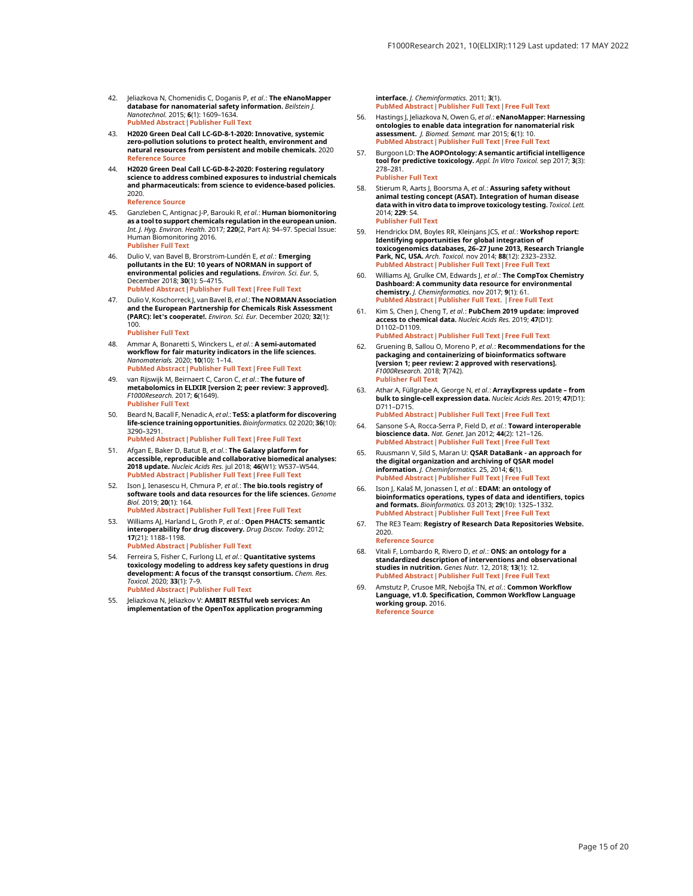42. Jeliazkova N, Chomenidis C, Doganis P, *et al.*: **The eNanoMapper database for nanomaterial safety information.** *Beilstein J. Nanotechnol.* 2015; **6**(1): 1609–1634.
PubMed Abstract | Publisher Full Text

43. **H2020 Green Deal Call LC-GD-8-1-2020: Innovative, systemic zero-pollution solutions to protect health, environment and natural resources from persistent and mobile chemicals.** 2020
Reference Source

44. **H2020 Green Deal Call LC-GD-8-2-2020: Fostering regulatory science to address combined exposures to industrial chemicals and pharmaceuticals: from science to evidence-based policies.** 2020.
Reference Source

45. Ganzleben C, Antignac J-P, Barouki R, *et al.*: **Human biomonitoring as a tool to support chemicals regulation in the european union.** *Int. J. Hyg. Environ. Health.* 2017; **220**(2, Part A): 94–97. Special Issue: Human Biomonitoring 2016.
Publisher Full Text

46. Dulio V, van Bavel B, Brorström-Lundén E, *et al.*: **Emerging pollutants in the EU: 10 years of NORMAN in support of environmental policies and regulations.** *Environ. Sci. Eur.* 5, December 2018; **30**(1): 5–4715.
PubMed Abstract | Publisher Full Text | Free Full Text

47. Dulio V, Koschorreck J, van Bavel B, *et al.*: **The NORMAN Association and the European Partnership for Chemicals Risk Assessment (PARC): let's cooperate!.** *Environ. Sci. Eur.* December 2020; **32**(1): 100.
Publisher Full Text

48. Ammar A, Bonaretti S, Winckers L, *et al.*: **A semi-automated workflow for fair maturity indicators in the life sciences.** *Nanomaterials.* 2020; **10**(10): 1–14.
PubMed Abstract | Publisher Full Text | Free Full Text

49. van Rijswijk M, Beirnaert C, Caron C, *et al.*: **The future of metabolomics in ELIXIR [version 2; peer review: 3 approved].** *F1000Research.* 2017; **6**(1649).
Publisher Full Text

50. Beard N, Bacall F, Nenadic A, *et al.*: **TeSS: a platform for discovering life-science training opportunities.** *Bioinformatics.* 02 2020; **36**(10): 3290–3291.
PubMed Abstract | Publisher Full Text | Free Full Text

51. Afgan E, Baker D, Batut B, *et al.*: **The Galaxy platform for accessible, reproducible and collaborative biomedical analyses: 2018 update.** *Nucleic Acids Res.* jul 2018; **46**(W1): W537–W544.
PubMed Abstract | Publisher Full Text | Free Full Text

52. Ison J, Ienasescu H, Chmura P, *et al.*: **The bio.tools registry of software tools and data resources for the life sciences.** *Genome Biol.* 2019; **20**(1): 164.
PubMed Abstract | Publisher Full Text | Free Full Text

53. Williams AJ, Harland L, Groth P, *et al.*: **Open PHACTS: semantic interoperability for drug discovery.** *Drug Discov. Today.* 2012; **17**(21): 1188–1198.
PubMed Abstract | Publisher Full Text

54. Ferreira S, Fisher C, Furlong LI, *et al.*: **Quantitative systems toxicology modeling to address key safety questions in drug development: A focus of the transqst consortium.** *Chem. Res. Toxicol.* 2020; **33**(1): 7–9.
PubMed Abstract | Publisher Full Text

55. Jeliazkova N, Jeliazkov V: **AMBIT RESTful web services: An implementation of the OpenTox application programming interface.** *J. Cheminformatics.* 2011; **3**(1).
PubMed Abstract | Publisher Full Text | Free Full Text

56. Hastings J, Jeliazkova N, Owen G, *et al.*: **eNanoMapper: Harnessing ontologies to enable data integration for nanomaterial risk assessment.** *J. Biomed. Semant.* mar 2015; **6**(1): 10.
PubMed Abstract | Publisher Full Text | Free Full Text

57. Burgoon LD: **The AOPOntology: A semantic artificial intelligence tool for predictive toxicology.** *Appl. In Vitro Toxicol.* sep 2017; **3**(3): 278–281.
Publisher Full Text

58. Stierum R, Aarts J, Boorsma A, *et al.*: **Assuring safety without animal testing concept (ASAT). Integration of human disease data with in vitro data to improve toxicology testing.** *Toxicol. Lett.* 2014; **229**: S4.
Publisher Full Text

59. Hendrickx DM, Boyles RR, Kleinjans JCS, *et al.*: **Workshop report: Identifying opportunities for global integration of toxicogenomics databases, 26–27 June 2013, Research Triangle Park, NC, USA.** *Arch. Toxicol.* nov 2014; **88**(12): 2323–2332.
PubMed Abstract | Publisher Full Text | Free Full Text

60. Williams AJ, Grulke CM, Edwards J, *et al.*: **The CompTox Chemistry Dashboard: A community data resource for environmental chemistry.** *J. Cheminformatics.* nov 2017; **9**(1): 61.
PubMed Abstract | Publisher Full Text. | Free Full Text

61. Kim S, Chen J, Cheng T, *et al.*: **PubChem 2019 update: improved access to chemical data.** *Nucleic Acids Res.* 2019; **47**(D1): D1102–D1109.
PubMed Abstract | Publisher Full Text | Free Full Text

62. Gruening B, Sallou O, Moreno P, *et al.*: **Recommendations for the packaging and containerizing of bioinformatics software [version 1; peer review: 2 approved with reservations].** *F1000Research.* 2018; **7**(742).
Publisher Full Text

63. Athar A, Füllgrabe A, George N, *et al.*: **ArrayExpress update – from bulk to single-cell expression data.** *Nucleic Acids Res.* 2019; **47**(D1): D711–D715.
PubMed Abstract | Publisher Full Text | Free Full Text

64. Sansone S-A, Rocca-Serra P, Field D, *et al.*: **Toward interoperable bioscience data.** *Nat. Genet.* Jan 2012; **44**(2): 121–126.
PubMed Abstract | Publisher Full Text | Free Full Text

65. Ruusmann V, Sild S, Maran U: **QSAR DataBank - an approach for the digital organization and archiving of QSAR model information.** *J. Cheminformatics.* 25, 2014; **6**(1).
PubMed Abstract | Publisher Full Text | Free Full Text

66. Ison J, Kalaš M, Jonassen I, *et al.*: **EDAM: an ontology of bioinformatics operations, types of data and identifiers, topics and formats.** *Bioinformatics.* 03 2013; **29**(10): 1325–1332.
PubMed Abstract | Publisher Full Text | Free Full Text

67. The RE3 Team: **Registry of Research Data Repositories Website.** 2020.
Reference Source

68. Vitali F, Lombardo R, Rivero D, *et al.*: **ONS: an ontology for a standardized description of interventions and observational studies in nutrition.** *Genes Nutr.* 12, 2018; **13**(1): 12.
PubMed Abstract | Publisher Full Text | Free Full Text

69. Amstutz P, Crusoe MR, Nebojša TN, *et al.*: **Common Workflow Language, v1.0. Specification, Common Workflow Language working group.** 2016.
Reference Source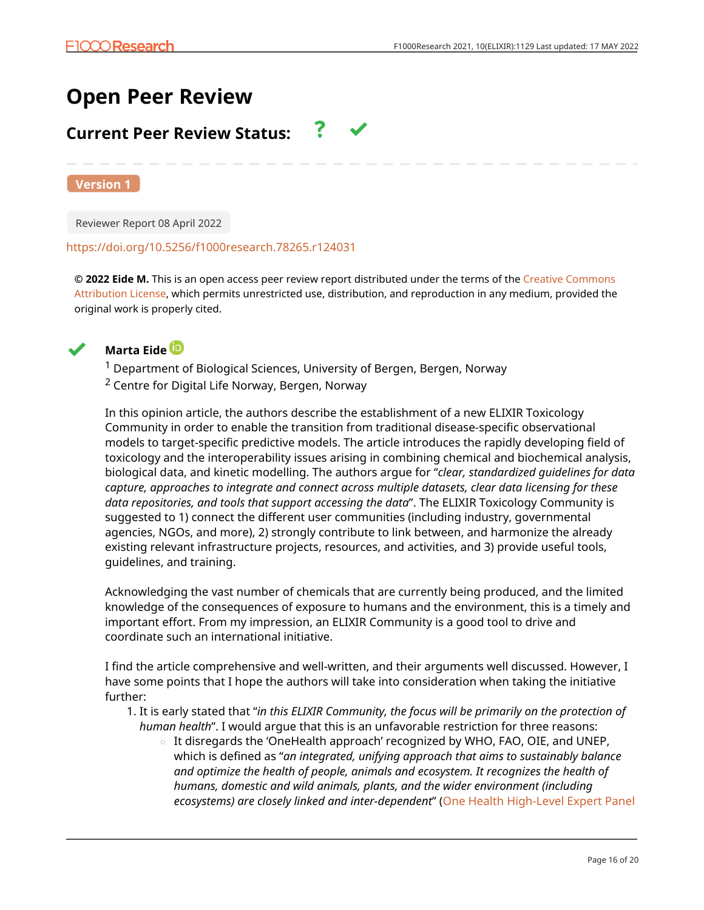# Open Peer Review

## Current Peer Review Status: ? ✔

**Version 1**

Reviewer Report 08 April 2022

https://doi.org/10.5256/f1000research.78265.r124031

**© 2022 Eide M.** This is an open access peer review report distributed under the terms of the Creative Commons Attribution License, which permits unrestricted use, distribution, and reproduction in any medium, provided the original work is properly cited.

✔ **Marta Eide**

[1] Department of Biological Sciences, University of Bergen, Bergen, Norway
[2] Centre for Digital Life Norway, Bergen, Norway

In this opinion article, the authors describe the establishment of a new ELIXIR Toxicology Community in order to enable the transition from traditional disease-specific observational models to target-specific predictive models. The article introduces the rapidly developing field of toxicology and the interoperability issues arising in combining chemical and biochemical analysis, biological data, and kinetic modelling. The authors argue for "*clear, standardized guidelines for data capture, approaches to integrate and connect across multiple datasets, clear data licensing for these data repositories, and tools that support accessing the data*". The ELIXIR Toxicology Community is suggested to 1) connect the different user communities (including industry, governmental agencies, NGOs, and more), 2) strongly contribute to link between, and harmonize the already existing relevant infrastructure projects, resources, and activities, and 3) provide useful tools, guidelines, and training.

Acknowledging the vast number of chemicals that are currently being produced, and the limited knowledge of the consequences of exposure to humans and the environment, this is a timely and important effort. From my impression, an ELIXIR Community is a good tool to drive and coordinate such an international initiative.

I find the article comprehensive and well-written, and their arguments well discussed. However, I have some points that I hope the authors will take into consideration when taking the initiative further:

1. It is early stated that "*in this ELIXIR Community, the focus will be primarily on the protection of human health*". I would argue that this is an unfavorable restriction for three reasons:
   - It disregards the 'OneHealth approach' recognized by WHO, FAO, OIE, and UNEP, which is defined as "*an integrated, unifying approach that aims to sustainably balance and optimize the health of people, animals and ecosystem. It recognizes the health of humans, domestic and wild animals, plants, and the wider environment (including ecosystems) are closely linked and inter-dependent*" (One Health High-Level Expert Panel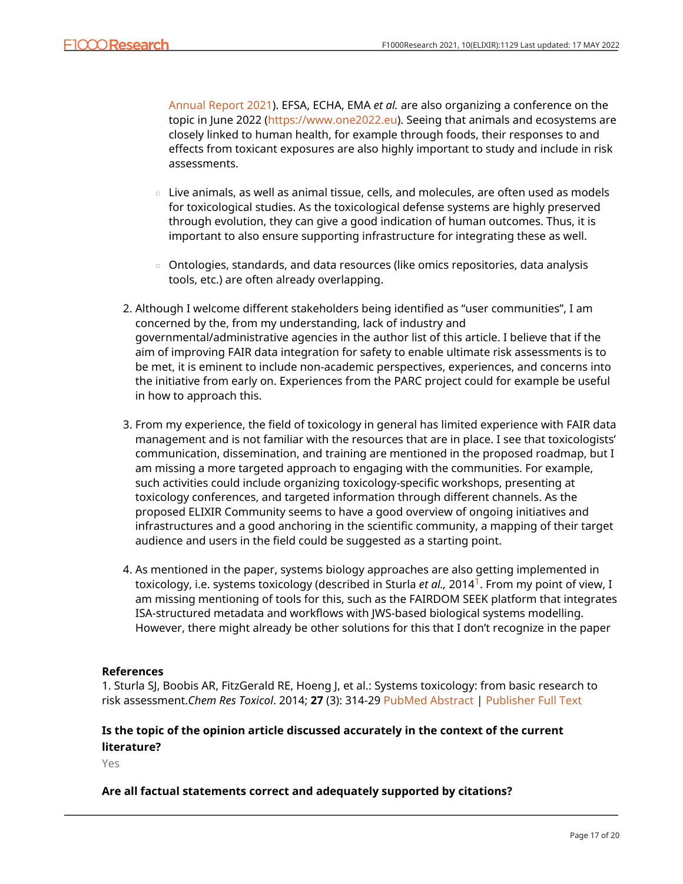Annual Report 2021). EFSA, ECHA, EMA *et al.* are also organizing a conference on the topic in June 2022 (https://www.one2022.eu). Seeing that animals and ecosystems are closely linked to human health, for example through foods, their responses to and effects from toxicant exposures are also highly important to study and include in risk assessments.

- Live animals, as well as animal tissue, cells, and molecules, are often used as models for toxicological studies. As the toxicological defense systems are highly preserved through evolution, they can give a good indication of human outcomes. Thus, it is important to also ensure supporting infrastructure for integrating these as well.

- Ontologies, standards, and data resources (like omics repositories, data analysis tools, etc.) are often already overlapping.

2. Although I welcome different stakeholders being identified as "user communities", I am concerned by the, from my understanding, lack of industry and governmental/administrative agencies in the author list of this article. I believe that if the aim of improving FAIR data integration for safety to enable ultimate risk assessments is to be met, it is eminent to include non-academic perspectives, experiences, and concerns into the initiative from early on. Experiences from the PARC project could for example be useful in how to approach this.

3. From my experience, the field of toxicology in general has limited experience with FAIR data management and is not familiar with the resources that are in place. I see that toxicologists' communication, dissemination, and training are mentioned in the proposed roadmap, but I am missing a more targeted approach to engaging with the communities. For example, such activities could include organizing toxicology-specific workshops, presenting at toxicology conferences, and targeted information through different channels. As the proposed ELIXIR Community seems to have a good overview of ongoing initiatives and infrastructures and a good anchoring in the scientific community, a mapping of their target audience and users in the field could be suggested as a starting point.

4. As mentioned in the paper, systems biology approaches are also getting implemented in toxicology, i.e. systems toxicology (described in Sturla *et al.,* 2014[1]. From my point of view, I am missing mentioning of tools for this, such as the FAIRDOM SEEK platform that integrates ISA-structured metadata and workflows with JWS-based biological systems modelling. However, there might already be other solutions for this that I don't recognize in the paper

**References**

1. Sturla SJ, Boobis AR, FitzGerald RE, Hoeng J, et al.: Systems toxicology: from basic research to risk assessment.*Chem Res Toxicol*. 2014; **27** (3): 314-29 PubMed Abstract | Publisher Full Text

**Is the topic of the opinion article discussed accurately in the context of the current literature?**

Yes

**Are all factual statements correct and adequately supported by citations?**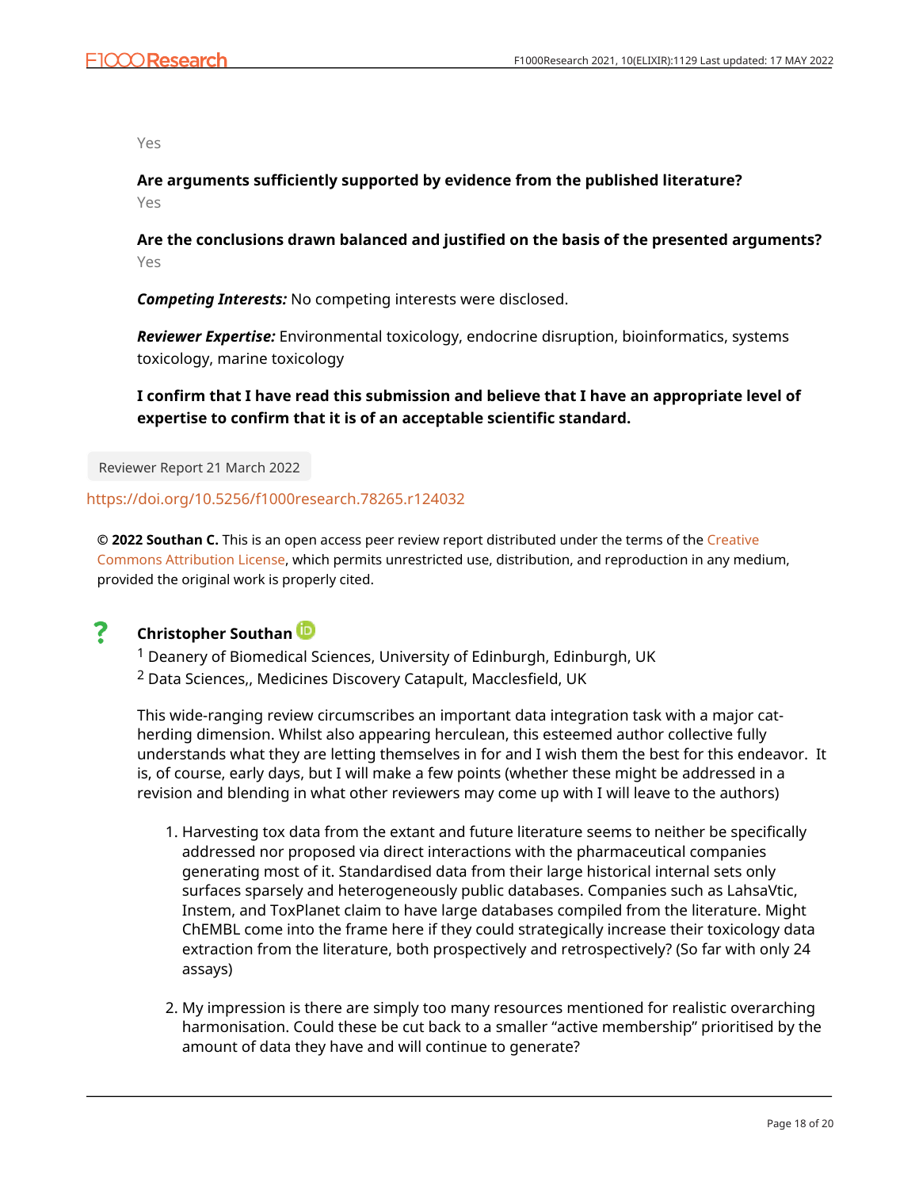Yes

**Are arguments sufficiently supported by evidence from the published literature?**
Yes

**Are the conclusions drawn balanced and justified on the basis of the presented arguments?**
Yes

***Competing Interests:*** No competing interests were disclosed.

***Reviewer Expertise:*** Environmental toxicology, endocrine disruption, bioinformatics, systems toxicology, marine toxicology

**I confirm that I have read this submission and believe that I have an appropriate level of expertise to confirm that it is of an acceptable scientific standard.**

Reviewer Report 21 March 2022

https://doi.org/10.5256/f1000research.78265.r124032

**© 2022 Southan C.** This is an open access peer review report distributed under the terms of the Creative Commons Attribution License, which permits unrestricted use, distribution, and reproduction in any medium, provided the original work is properly cited.

? **Christopher Southan**

[1] Deanery of Biomedical Sciences, University of Edinburgh, Edinburgh, UK
[2] Data Sciences,, Medicines Discovery Catapult, Macclesfield, UK

This wide-ranging review circumscribes an important data integration task with a major cat-herding dimension. Whilst also appearing herculean, this esteemed author collective fully understands what they are letting themselves in for and I wish them the best for this endeavor. It is, of course, early days, but I will make a few points (whether these might be addressed in a revision and blending in what other reviewers may come up with I will leave to the authors)

1. Harvesting tox data from the extant and future literature seems to neither be specifically addressed nor proposed via direct interactions with the pharmaceutical companies generating most of it. Standardised data from their large historical internal sets only surfaces sparsely and heterogeneously public databases. Companies such as LahsaVtic, Instem, and ToxPlanet claim to have large databases compiled from the literature. Might ChEMBL come into the frame here if they could strategically increase their toxicology data extraction from the literature, both prospectively and retrospectively? (So far with only 24 assays)

2. My impression is there are simply too many resources mentioned for realistic overarching harmonisation. Could these be cut back to a smaller "active membership" prioritised by the amount of data they have and will continue to generate?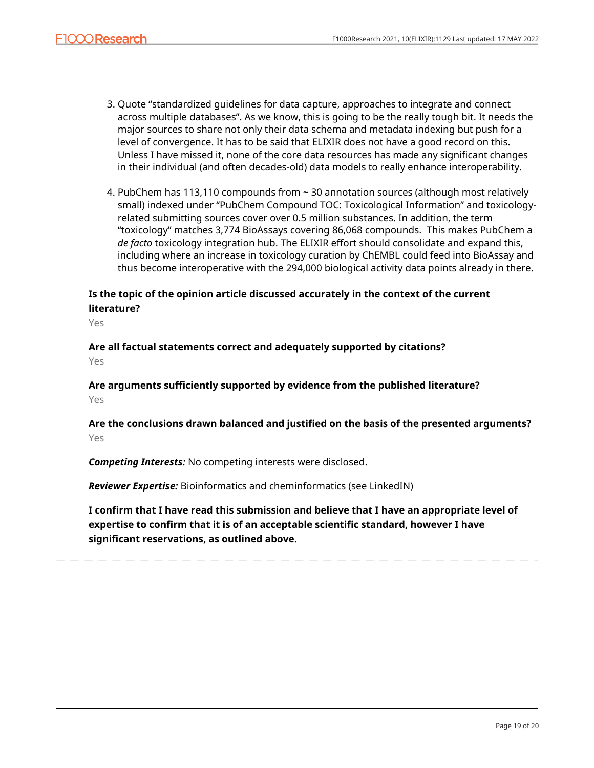3. Quote "standardized guidelines for data capture, approaches to integrate and connect across multiple databases". As we know, this is going to be the really tough bit. It needs the major sources to share not only their data schema and metadata indexing but push for a level of convergence. It has to be said that ELIXIR does not have a good record on this. Unless I have missed it, none of the core data resources has made any significant changes in their individual (and often decades-old) data models to really enhance interoperability.

4. PubChem has 113,110 compounds from ~ 30 annotation sources (although most relatively small) indexed under "PubChem Compound TOC: Toxicological Information" and toxicology-related submitting sources cover over 0.5 million substances. In addition, the term "toxicology" matches 3,774 BioAssays covering 86,068 compounds. This makes PubChem a *de facto* toxicology integration hub. The ELIXIR effort should consolidate and expand this, including where an increase in toxicology curation by ChEMBL could feed into BioAssay and thus become interoperative with the 294,000 biological activity data points already in there.

**Is the topic of the opinion article discussed accurately in the context of the current literature?**

Yes

**Are all factual statements correct and adequately supported by citations?**

Yes

**Are arguments sufficiently supported by evidence from the published literature?**

Yes

**Are the conclusions drawn balanced and justified on the basis of the presented arguments?**

Yes

***Competing Interests:*** No competing interests were disclosed.

***Reviewer Expertise:*** Bioinformatics and cheminformatics (see LinkedIN)

**I confirm that I have read this submission and believe that I have an appropriate level of expertise to confirm that it is of an acceptable scientific standard, however I have significant reservations, as outlined above.**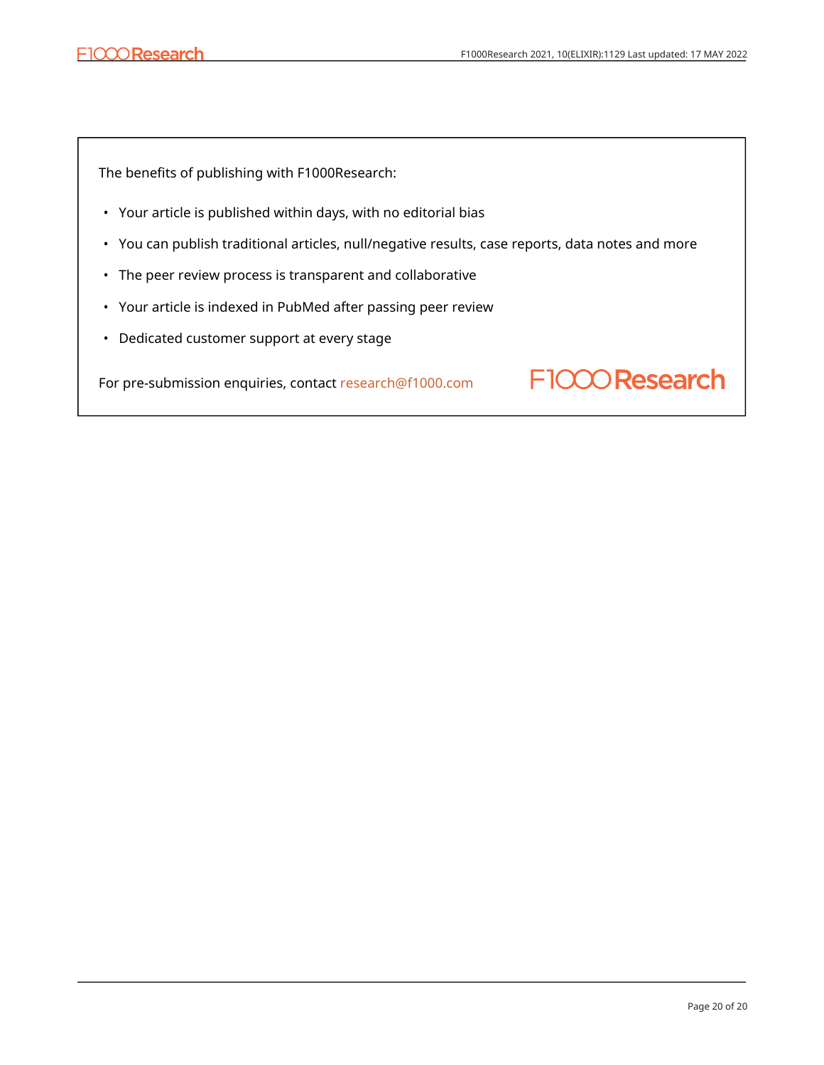The benefits of publishing with F1000Research:

- Your article is published within days, with no editorial bias
- You can publish traditional articles, null/negative results, case reports, data notes and more
- The peer review process is transparent and collaborative
- Your article is indexed in PubMed after passing peer review
- Dedicated customer support at every stage

For pre-submission enquiries, contact research@f1000.com

F1000Research